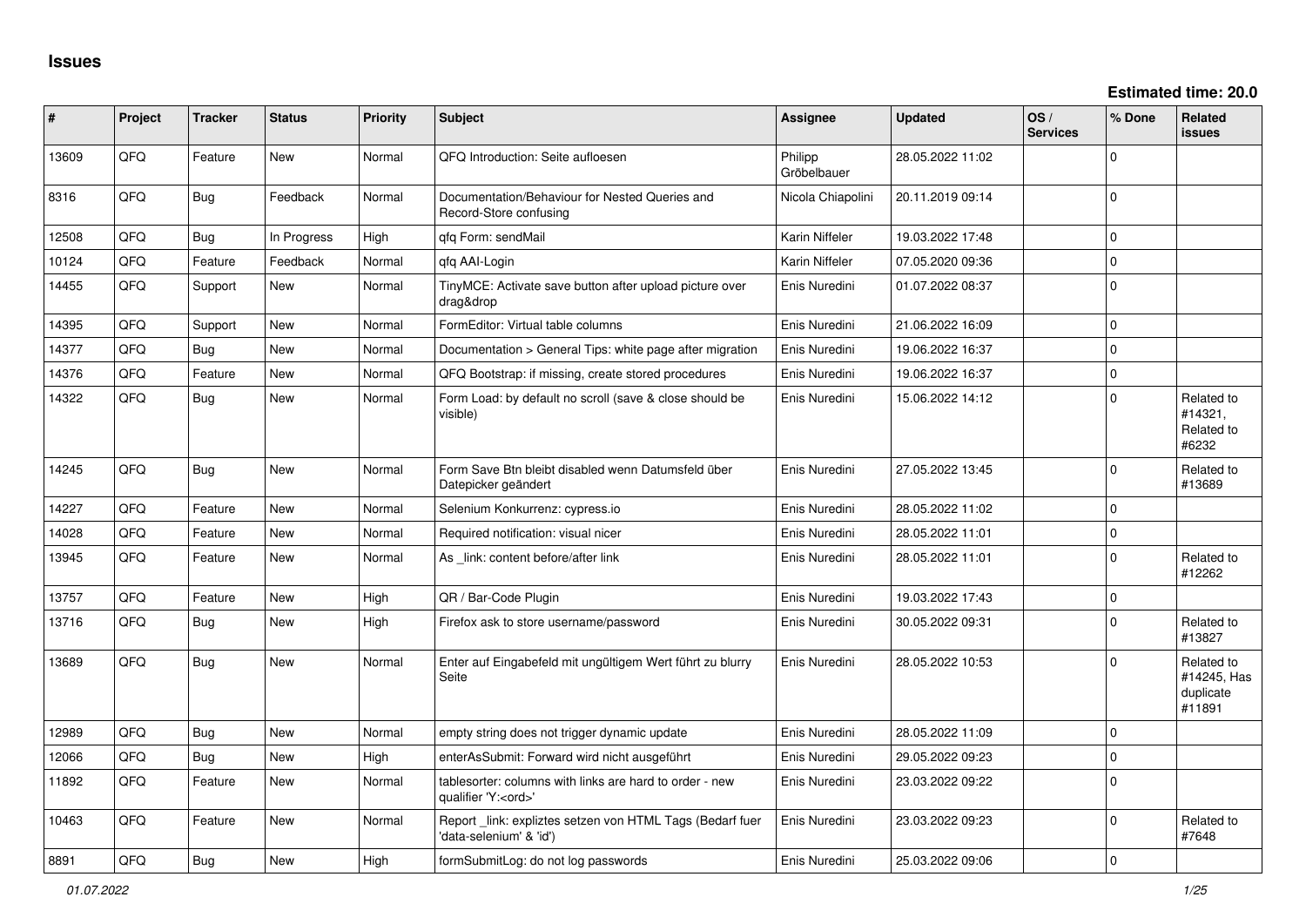# Issues

**Estimated time: 20.0**

| # | Project | Tracker | Status | Priority | Subject | Assignee | Updated | OS / Services | % Done | Related issues |
|---|---|---|---|---|---|---|---|---|---|---|
| 13609 | QFQ | Feature | New | Normal | QFQ Introduction: Seite aufloesen | Philipp Gröbelbauer | 28.05.2022 11:02 | | 0 | |
| 8316 | QFQ | Bug | Feedback | Normal | Documentation/Behaviour for Nested Queries and Record-Store confusing | Nicola Chiapolini | 20.11.2019 09:14 | | 0 | |
| 12508 | QFQ | Bug | In Progress | High | qfq Form: sendMail | Karin Niffeler | 19.03.2022 17:48 | | 0 | |
| 10124 | QFQ | Feature | Feedback | Normal | qfq AAI-Login | Karin Niffeler | 07.05.2020 09:36 | | 0 | |
| 14455 | QFQ | Support | New | Normal | TinyMCE: Activate save button after upload picture over drag&drop | Enis Nuredini | 01.07.2022 08:37 | | 0 | |
| 14395 | QFQ | Support | New | Normal | FormEditor: Virtual table columns | Enis Nuredini | 21.06.2022 16:09 | | 0 | |
| 14377 | QFQ | Bug | New | Normal | Documentation > General Tips: white page after migration | Enis Nuredini | 19.06.2022 16:37 | | 0 | |
| 14376 | QFQ | Feature | New | Normal | QFQ Bootstrap: if missing, create stored procedures | Enis Nuredini | 19.06.2022 16:37 | | 0 | |
| 14322 | QFQ | Bug | New | Normal | Form Load: by default no scroll (save & close should be visible) | Enis Nuredini | 15.06.2022 14:12 | | 0 | Related to #14321, Related to #6232 |
| 14245 | QFQ | Bug | New | Normal | Form Save Btn bleibt disabled wenn Datumsfeld über Datepicker geändert | Enis Nuredini | 27.05.2022 13:45 | | 0 | Related to #13689 |
| 14227 | QFQ | Feature | New | Normal | Selenium Konkurrenz: cypress.io | Enis Nuredini | 28.05.2022 11:02 | | 0 | |
| 14028 | QFQ | Feature | New | Normal | Required notification: visual nicer | Enis Nuredini | 28.05.2022 11:01 | | 0 | |
| 13945 | QFQ | Feature | New | Normal | As _link: content before/after link | Enis Nuredini | 28.05.2022 11:01 | | 0 | Related to #12262 |
| 13757 | QFQ | Feature | New | High | QR / Bar-Code Plugin | Enis Nuredini | 19.03.2022 17:43 | | 0 | |
| 13716 | QFQ | Bug | New | High | Firefox ask to store username/password | Enis Nuredini | 30.05.2022 09:31 | | 0 | Related to #13827 |
| 13689 | QFQ | Bug | New | Normal | Enter auf Eingabefeld mit ungültigem Wert führt zu blurry Seite | Enis Nuredini | 28.05.2022 10:53 | | 0 | Related to #14245, Has duplicate #11891 |
| 12989 | QFQ | Bug | New | Normal | empty string does not trigger dynamic update | Enis Nuredini | 28.05.2022 11:09 | | 0 | |
| 12066 | QFQ | Bug | New | High | enterAsSubmit: Forward wird nicht ausgeführt | Enis Nuredini | 29.05.2022 09:23 | | 0 | |
| 11892 | QFQ | Feature | New | Normal | tablesorter: columns with links are hard to order - new qualifier 'Y:<ord>' | Enis Nuredini | 23.03.2022 09:22 | | 0 | |
| 10463 | QFQ | Feature | New | Normal | Report _link: expliztes setzen von HTML Tags (Bedarf fuer 'data-selenium' & 'id') | Enis Nuredini | 23.03.2022 09:23 | | 0 | Related to #7648 |
| 8891 | QFQ | Bug | New | High | formSubmitLog: do not log passwords | Enis Nuredini | 25.03.2022 09:06 | | 0 | |

*01.07.2022*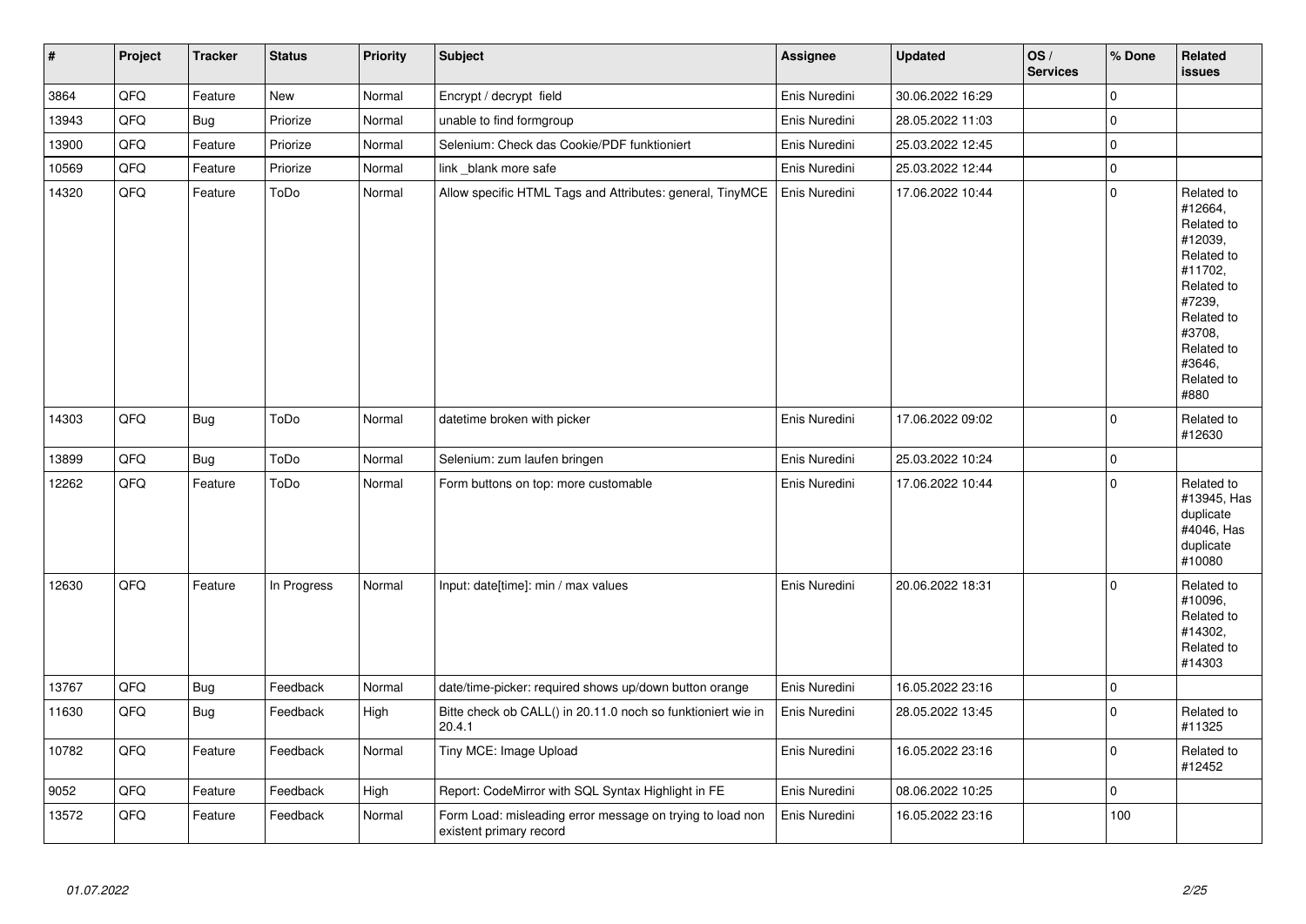| # | Project | Tracker | Status | Priority | Subject | Assignee | Updated | OS / Services | % Done | Related issues |
|---|---|---|---|---|---|---|---|---|---|---|
| 3864 | QFQ | Feature | New | Normal | Encrypt / decrypt field | Enis Nuredini | 30.06.2022 16:29 | | 0 | |
| 13943 | QFQ | Bug | Priorize | Normal | unable to find formgroup | Enis Nuredini | 28.05.2022 11:03 | | 0 | |
| 13900 | QFQ | Feature | Priorize | Normal | Selenium: Check das Cookie/PDF funktioniert | Enis Nuredini | 25.03.2022 12:45 | | 0 | |
| 10569 | QFQ | Feature | Priorize | Normal | link _blank more safe | Enis Nuredini | 25.03.2022 12:44 | | 0 | |
| 14320 | QFQ | Feature | ToDo | Normal | Allow specific HTML Tags and Attributes: general, TinyMCE | Enis Nuredini | 17.06.2022 10:44 | | 0 | Related to #12664, Related to #12039, Related to #11702, Related to #7239, Related to #3708, Related to #3646, Related to #880 |
| 14303 | QFQ | Bug | ToDo | Normal | datetime broken with picker | Enis Nuredini | 17.06.2022 09:02 | | 0 | Related to #12630 |
| 13899 | QFQ | Bug | ToDo | Normal | Selenium: zum laufen bringen | Enis Nuredini | 25.03.2022 10:24 | | 0 | |
| 12262 | QFQ | Feature | ToDo | Normal | Form buttons on top: more customable | Enis Nuredini | 17.06.2022 10:44 | | 0 | Related to #13945, Has duplicate #4046, Has duplicate #10080 |
| 12630 | QFQ | Feature | In Progress | Normal | Input: date[time]: min / max values | Enis Nuredini | 20.06.2022 18:31 | | 0 | Related to #10096, Related to #14302, Related to #14303 |
| 13767 | QFQ | Bug | Feedback | Normal | date/time-picker: required shows up/down button orange | Enis Nuredini | 16.05.2022 23:16 | | 0 | |
| 11630 | QFQ | Bug | Feedback | High | Bitte check ob CALL() in 20.11.0 noch so funktioniert wie in 20.4.1 | Enis Nuredini | 28.05.2022 13:45 | | 0 | Related to #11325 |
| 10782 | QFQ | Feature | Feedback | Normal | Tiny MCE: Image Upload | Enis Nuredini | 16.05.2022 23:16 | | 0 | Related to #12452 |
| 9052 | QFQ | Feature | Feedback | High | Report: CodeMirror with SQL Syntax Highlight in FE | Enis Nuredini | 08.06.2022 10:25 | | 0 | |
| 13572 | QFQ | Feature | Feedback | Normal | Form Load: misleading error message on trying to load non existent primary record | Enis Nuredini | 16.05.2022 23:16 | | 100 | |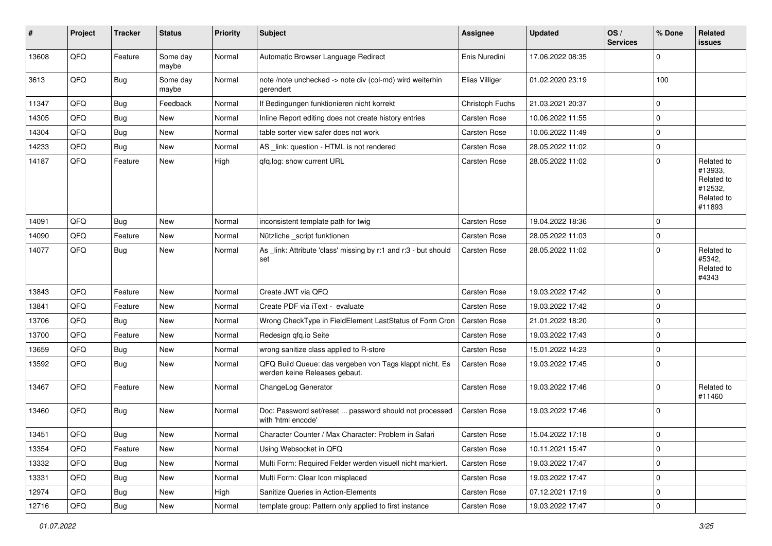| # | Project | Tracker | Status | Priority | Subject | Assignee | Updated | OS / Services | % Done | Related issues |
|---|---|---|---|---|---|---|---|---|---|---|
| 13608 | QFQ | Feature | Some day maybe | Normal | Automatic Browser Language Redirect | Enis Nuredini | 17.06.2022 08:35 | | 0 | |
| 3613 | QFQ | Bug | Some day maybe | Normal | note /note unchecked -> note div (col-md) wird weiterhin gerendert | Elias Villiger | 01.02.2020 23:19 | | 100 | |
| 11347 | QFQ | Bug | Feedback | Normal | If Bedingungen funktionieren nicht korrekt | Christoph Fuchs | 21.03.2021 20:37 | | 0 | |
| 14305 | QFQ | Bug | New | Normal | Inline Report editing does not create history entries | Carsten Rose | 10.06.2022 11:55 | | 0 | |
| 14304 | QFQ | Bug | New | Normal | table sorter view safer does not work | Carsten Rose | 10.06.2022 11:49 | | 0 | |
| 14233 | QFQ | Bug | New | Normal | AS _link: question - HTML is not rendered | Carsten Rose | 28.05.2022 11:02 | | 0 | |
| 14187 | QFQ | Feature | New | High | qfq.log: show current URL | Carsten Rose | 28.05.2022 11:02 | | 0 | Related to #13933, Related to #12532, Related to #11893 |
| 14091 | QFQ | Bug | New | Normal | inconsistent template path for twig | Carsten Rose | 19.04.2022 18:36 | | 0 | |
| 14090 | QFQ | Feature | New | Normal | Nützliche _script funktionen | Carsten Rose | 28.05.2022 11:03 | | 0 | |
| 14077 | QFQ | Bug | New | Normal | As _link: Attribute 'class' missing by r:1 and r:3 - but should set | Carsten Rose | 28.05.2022 11:02 | | 0 | Related to #5342, Related to #4343 |
| 13843 | QFQ | Feature | New | Normal | Create JWT via QFQ | Carsten Rose | 19.03.2022 17:42 | | 0 | |
| 13841 | QFQ | Feature | New | Normal | Create PDF via iText - evaluate | Carsten Rose | 19.03.2022 17:42 | | 0 | |
| 13706 | QFQ | Bug | New | Normal | Wrong CheckType in FieldElement LastStatus of Form Cron | Carsten Rose | 21.01.2022 18:20 | | 0 | |
| 13700 | QFQ | Feature | New | Normal | Redesign qfq.io Seite | Carsten Rose | 19.03.2022 17:43 | | 0 | |
| 13659 | QFQ | Bug | New | Normal | wrong sanitize class applied to R-store | Carsten Rose | 15.01.2022 14:23 | | 0 | |
| 13592 | QFQ | Bug | New | Normal | QFQ Build Queue: das vergeben von Tags klappt nicht. Es werden keine Releases gebaut. | Carsten Rose | 19.03.2022 17:45 | | 0 | |
| 13467 | QFQ | Feature | New | Normal | ChangeLog Generator | Carsten Rose | 19.03.2022 17:46 | | 0 | Related to #11460 |
| 13460 | QFQ | Bug | New | Normal | Doc: Password set/reset ... password should not processed with 'html encode' | Carsten Rose | 19.03.2022 17:46 | | 0 | |
| 13451 | QFQ | Bug | New | Normal | Character Counter / Max Character: Problem in Safari | Carsten Rose | 15.04.2022 17:18 | | 0 | |
| 13354 | QFQ | Feature | New | Normal | Using Websocket in QFQ | Carsten Rose | 10.11.2021 15:47 | | 0 | |
| 13332 | QFQ | Bug | New | Normal | Multi Form: Required Felder werden visuell nicht markiert. | Carsten Rose | 19.03.2022 17:47 | | 0 | |
| 13331 | QFQ | Bug | New | Normal | Multi Form: Clear Icon misplaced | Carsten Rose | 19.03.2022 17:47 | | 0 | |
| 12974 | QFQ | Bug | New | High | Sanitize Queries in Action-Elements | Carsten Rose | 07.12.2021 17:19 | | 0 | |
| 12716 | QFQ | Bug | New | Normal | template group: Pattern only applied to first instance | Carsten Rose | 19.03.2022 17:47 | | 0 | |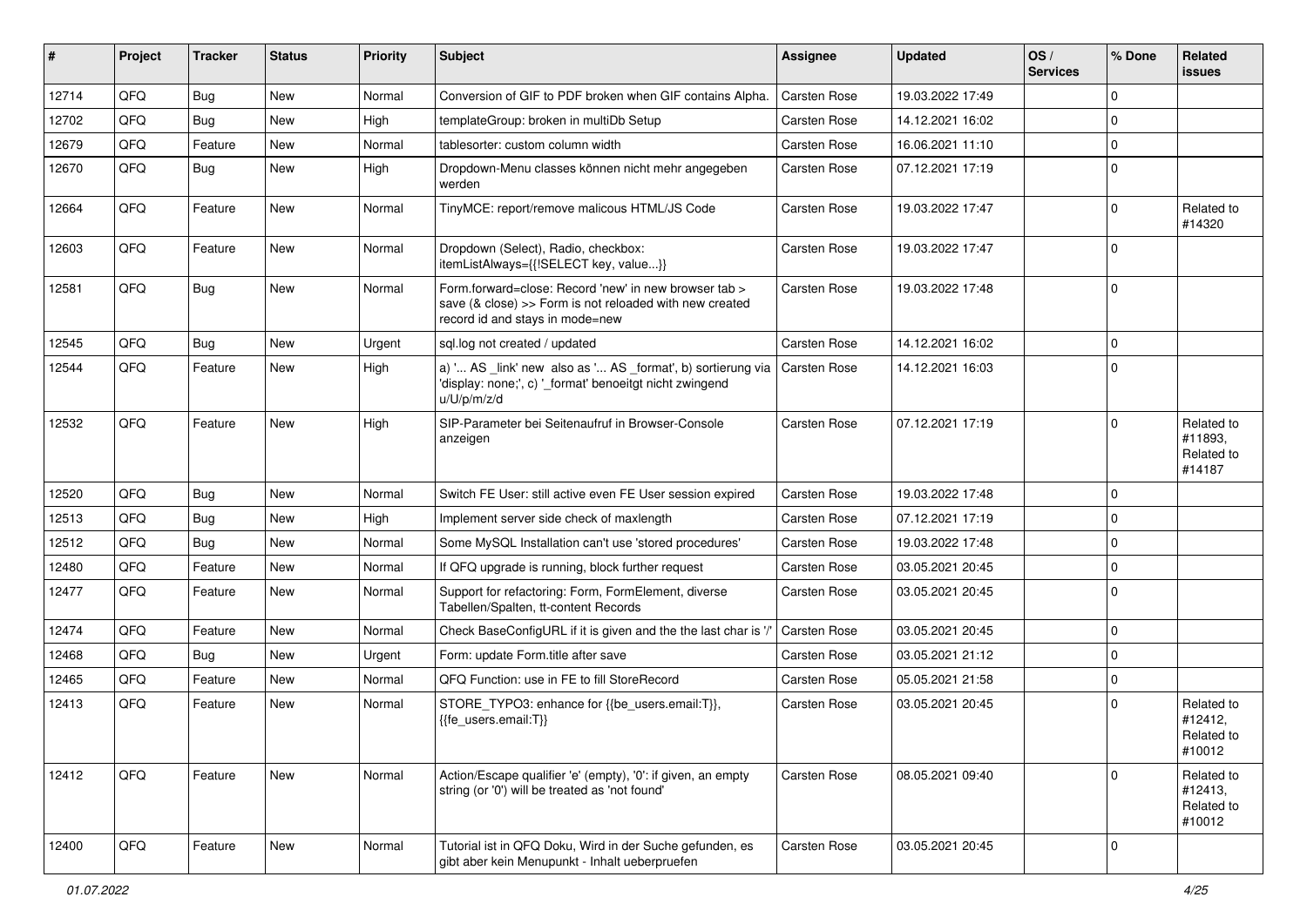| # | Project | Tracker | Status | Priority | Subject | Assignee | Updated | OS / Services | % Done | Related issues |
|---|---|---|---|---|---|---|---|---|---|---|
| 12714 | QFQ | Bug | New | Normal | Conversion of GIF to PDF broken when GIF contains Alpha. | Carsten Rose | 19.03.2022 17:49 | | 0 | |
| 12702 | QFQ | Bug | New | High | templateGroup: broken in multiDb Setup | Carsten Rose | 14.12.2021 16:02 | | 0 | |
| 12679 | QFQ | Feature | New | Normal | tablesorter: custom column width | Carsten Rose | 16.06.2021 11:10 | | 0 | |
| 12670 | QFQ | Bug | New | High | Dropdown-Menu classes können nicht mehr angegeben werden | Carsten Rose | 07.12.2021 17:19 | | 0 | |
| 12664 | QFQ | Feature | New | Normal | TinyMCE: report/remove malicous HTML/JS Code | Carsten Rose | 19.03.2022 17:47 | | 0 | Related to #14320 |
| 12603 | QFQ | Feature | New | Normal | Dropdown (Select), Radio, checkbox: itemListAlways={{!SELECT key, value...}} | Carsten Rose | 19.03.2022 17:47 | | 0 | |
| 12581 | QFQ | Bug | New | Normal | Form.forward=close: Record 'new' in new browser tab > save (& close) >> Form is not reloaded with new created record id and stays in mode=new | Carsten Rose | 19.03.2022 17:48 | | 0 | |
| 12545 | QFQ | Bug | New | Urgent | sql.log not created / updated | Carsten Rose | 14.12.2021 16:02 | | 0 | |
| 12544 | QFQ | Feature | New | High | a) '... AS _link' new also as '... AS _format', b) sortierung via 'display: none;', c) '_format' benoeitgt nicht zwingend u/U/p/m/z/d | Carsten Rose | 14.12.2021 16:03 | | 0 | |
| 12532 | QFQ | Feature | New | High | SIP-Parameter bei Seitenaufruf in Browser-Console anzeigen | Carsten Rose | 07.12.2021 17:19 | | 0 | Related to #11893, Related to #14187 |
| 12520 | QFQ | Bug | New | Normal | Switch FE User: still active even FE User session expired | Carsten Rose | 19.03.2022 17:48 | | 0 | |
| 12513 | QFQ | Bug | New | High | Implement server side check of maxlength | Carsten Rose | 07.12.2021 17:19 | | 0 | |
| 12512 | QFQ | Bug | New | Normal | Some MySQL Installation can't use 'stored procedures' | Carsten Rose | 19.03.2022 17:48 | | 0 | |
| 12480 | QFQ | Feature | New | Normal | If QFQ upgrade is running, block further request | Carsten Rose | 03.05.2021 20:45 | | 0 | |
| 12477 | QFQ | Feature | New | Normal | Support for refactoring: Form, FormElement, diverse Tabellen/Spalten, tt-content Records | Carsten Rose | 03.05.2021 20:45 | | 0 | |
| 12474 | QFQ | Feature | New | Normal | Check BaseConfigURL if it is given and the the last char is '/' | Carsten Rose | 03.05.2021 20:45 | | 0 | |
| 12468 | QFQ | Bug | New | Urgent | Form: update Form.title after save | Carsten Rose | 03.05.2021 21:12 | | 0 | |
| 12465 | QFQ | Feature | New | Normal | QFQ Function: use in FE to fill StoreRecord | Carsten Rose | 05.05.2021 21:58 | | 0 | |
| 12413 | QFQ | Feature | New | Normal | STORE_TYPO3: enhance for {{be_users.email:T}}, {{fe_users.email:T}} | Carsten Rose | 03.05.2021 20:45 | | 0 | Related to #12412, Related to #10012 |
| 12412 | QFQ | Feature | New | Normal | Action/Escape qualifier 'e' (empty), '0': if given, an empty string (or '0') will be treated as 'not found' | Carsten Rose | 08.05.2021 09:40 | | 0 | Related to #12413, Related to #10012 |
| 12400 | QFQ | Feature | New | Normal | Tutorial ist in QFQ Doku, Wird in der Suche gefunden, es gibt aber kein Menupunkt - Inhalt ueberpruefen | Carsten Rose | 03.05.2021 20:45 | | 0 | |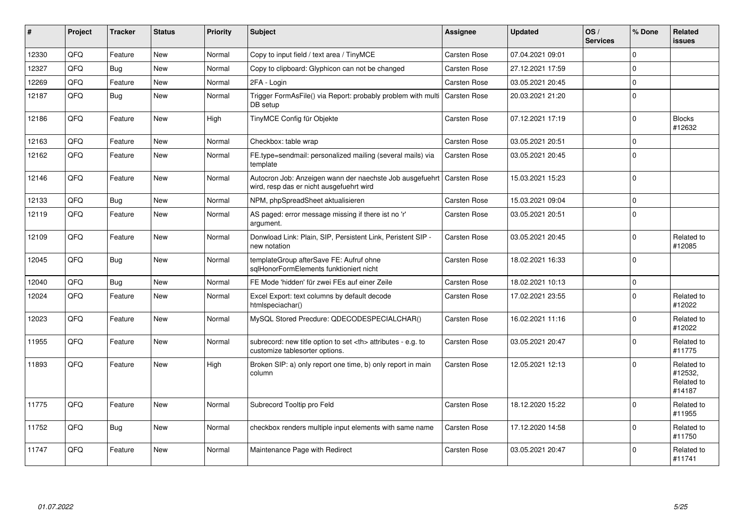| # | Project | Tracker | Status | Priority | Subject | Assignee | Updated | OS / Services | % Done | Related issues |
|---|---|---|---|---|---|---|---|---|---|---|
| 12330 | QFQ | Feature | New | Normal | Copy to input field / text area / TinyMCE | Carsten Rose | 07.04.2021 09:01 | | 0 | |
| 12327 | QFQ | Bug | New | Normal | Copy to clipboard: Glyphicon can not be changed | Carsten Rose | 27.12.2021 17:59 | | 0 | |
| 12269 | QFQ | Feature | New | Normal | 2FA - Login | Carsten Rose | 03.05.2021 20:45 | | 0 | |
| 12187 | QFQ | Bug | New | Normal | Trigger FormAsFile() via Report: probably problem with multi DB setup | Carsten Rose | 20.03.2021 21:20 | | 0 | |
| 12186 | QFQ | Feature | New | High | TinyMCE Config für Objekte | Carsten Rose | 07.12.2021 17:19 | | 0 | Blocks #12632 |
| 12163 | QFQ | Feature | New | Normal | Checkbox: table wrap | Carsten Rose | 03.05.2021 20:51 | | 0 | |
| 12162 | QFQ | Feature | New | Normal | FE.type=sendmail: personalized mailing (several mails) via template | Carsten Rose | 03.05.2021 20:45 | | 0 | |
| 12146 | QFQ | Feature | New | Normal | Autocron Job: Anzeigen wann der naechste Job ausgefuehrt wird, resp das er nicht ausgefuehrt wird | Carsten Rose | 15.03.2021 15:23 | | 0 | |
| 12133 | QFQ | Bug | New | Normal | NPM, phpSpreadSheet aktualisieren | Carsten Rose | 15.03.2021 09:04 | | 0 | |
| 12119 | QFQ | Feature | New | Normal | AS paged: error message missing if there ist no 'r' argument. | Carsten Rose | 03.05.2021 20:51 | | 0 | |
| 12109 | QFQ | Feature | New | Normal | Donwload Link: Plain, SIP, Persistent Link, Peristent SIP - new notation | Carsten Rose | 03.05.2021 20:45 | | 0 | Related to #12085 |
| 12045 | QFQ | Bug | New | Normal | templateGroup afterSave FE: Aufruf ohne sqlHonorFormElements funktioniert nicht | Carsten Rose | 18.02.2021 16:33 | | 0 | |
| 12040 | QFQ | Bug | New | Normal | FE Mode 'hidden' für zwei FEs auf einer Zeile | Carsten Rose | 18.02.2021 10:13 | | 0 | |
| 12024 | QFQ | Feature | New | Normal | Excel Export: text columns by default decode htmlspeciachar() | Carsten Rose | 17.02.2021 23:55 | | 0 | Related to #12022 |
| 12023 | QFQ | Feature | New | Normal | MySQL Stored Precdure: QDECODESPECIALCHAR() | Carsten Rose | 16.02.2021 11:16 | | 0 | Related to #12022 |
| 11955 | QFQ | Feature | New | Normal | subrecord: new title option to set <th> attributes - e.g. to customize tablesorter options. | Carsten Rose | 03.05.2021 20:47 | | 0 | Related to #11775 |
| 11893 | QFQ | Feature | New | High | Broken SIP: a) only report one time, b) only report in main column | Carsten Rose | 12.05.2021 12:13 | | 0 | Related to #12532, Related to #14187 |
| 11775 | QFQ | Feature | New | Normal | Subrecord Tooltip pro Feld | Carsten Rose | 18.12.2020 15:22 | | 0 | Related to #11955 |
| 11752 | QFQ | Bug | New | Normal | checkbox renders multiple input elements with same name | Carsten Rose | 17.12.2020 14:58 | | 0 | Related to #11750 |
| 11747 | QFQ | Feature | New | Normal | Maintenance Page with Redirect | Carsten Rose | 03.05.2021 20:47 | | 0 | Related to #11741 |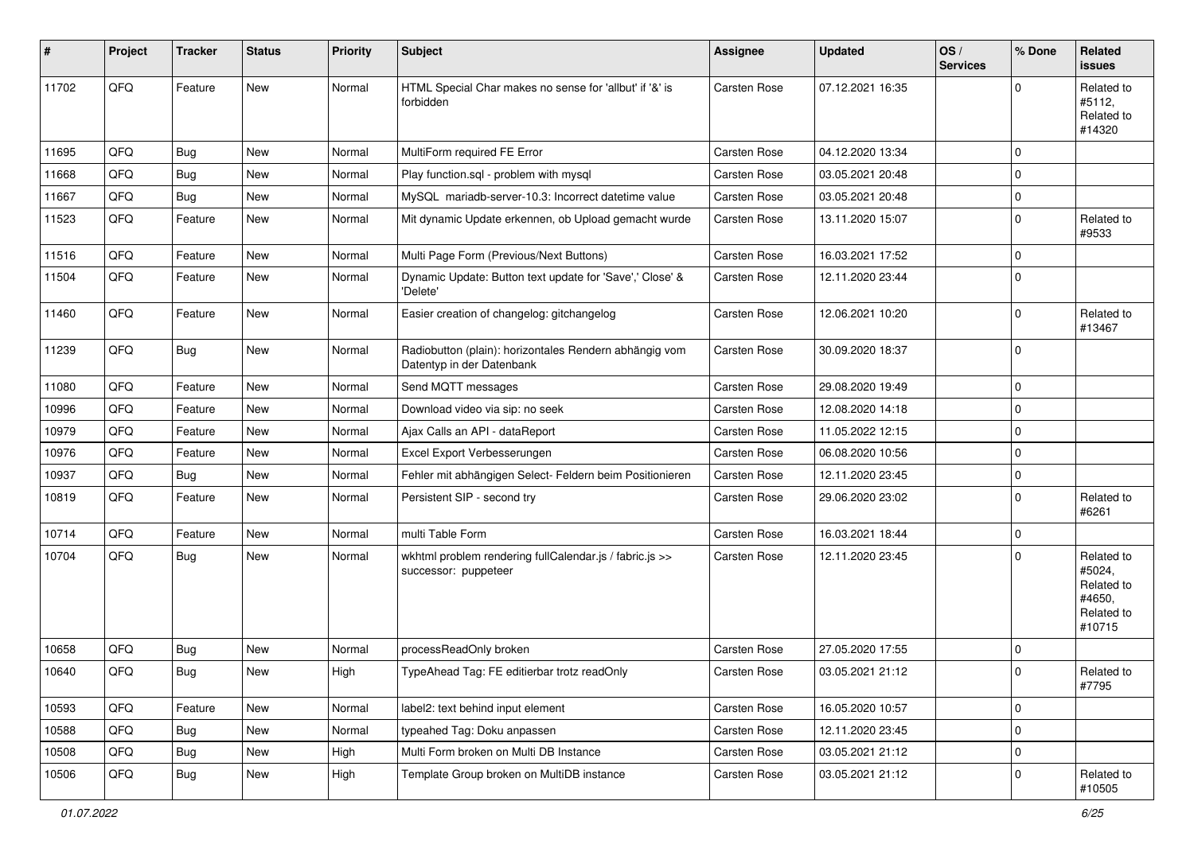| # | Project | Tracker | Status | Priority | Subject | Assignee | Updated | OS / Services | % Done | Related issues |
|---|---|---|---|---|---|---|---|---|---|---|
| 11702 | QFQ | Feature | New | Normal | HTML Special Char makes no sense for 'allbut' if '&' is forbidden | Carsten Rose | 07.12.2021 16:35 | | 0 | Related to #5112, Related to #14320 |
| 11695 | QFQ | Bug | New | Normal | MultiForm required FE Error | Carsten Rose | 04.12.2020 13:34 | | 0 | |
| 11668 | QFQ | Bug | New | Normal | Play function.sql - problem with mysql | Carsten Rose | 03.05.2021 20:48 | | 0 | |
| 11667 | QFQ | Bug | New | Normal | MySQL mariadb-server-10.3: Incorrect datetime value | Carsten Rose | 03.05.2021 20:48 | | 0 | |
| 11523 | QFQ | Feature | New | Normal | Mit dynamic Update erkennen, ob Upload gemacht wurde | Carsten Rose | 13.11.2020 15:07 | | 0 | Related to #9533 |
| 11516 | QFQ | Feature | New | Normal | Multi Page Form (Previous/Next Buttons) | Carsten Rose | 16.03.2021 17:52 | | 0 | |
| 11504 | QFQ | Feature | New | Normal | Dynamic Update: Button text update for 'Save',' Close' & 'Delete' | Carsten Rose | 12.11.2020 23:44 | | 0 | |
| 11460 | QFQ | Feature | New | Normal | Easier creation of changelog: gitchangelog | Carsten Rose | 12.06.2021 10:20 | | 0 | Related to #13467 |
| 11239 | QFQ | Bug | New | Normal | Radiobutton (plain): horizontales Rendern abhängig vom Datentyp in der Datenbank | Carsten Rose | 30.09.2020 18:37 | | 0 | |
| 11080 | QFQ | Feature | New | Normal | Send MQTT messages | Carsten Rose | 29.08.2020 19:49 | | 0 | |
| 10996 | QFQ | Feature | New | Normal | Download video via sip: no seek | Carsten Rose | 12.08.2020 14:18 | | 0 | |
| 10979 | QFQ | Feature | New | Normal | Ajax Calls an API - dataReport | Carsten Rose | 11.05.2022 12:15 | | 0 | |
| 10976 | QFQ | Feature | New | Normal | Excel Export Verbesserungen | Carsten Rose | 06.08.2020 10:56 | | 0 | |
| 10937 | QFQ | Bug | New | Normal | Fehler mit abhängigen Select- Feldern beim Positionieren | Carsten Rose | 12.11.2020 23:45 | | 0 | |
| 10819 | QFQ | Feature | New | Normal | Persistent SIP - second try | Carsten Rose | 29.06.2020 23:02 | | 0 | Related to #6261 |
| 10714 | QFQ | Feature | New | Normal | multi Table Form | Carsten Rose | 16.03.2021 18:44 | | 0 | |
| 10704 | QFQ | Bug | New | Normal | wkhtml problem rendering fullCalendar.js / fabric.js >> successor: puppeteer | Carsten Rose | 12.11.2020 23:45 | | 0 | Related to #5024, Related to #4650, Related to #10715 |
| 10658 | QFQ | Bug | New | Normal | processReadOnly broken | Carsten Rose | 27.05.2020 17:55 | | 0 | |
| 10640 | QFQ | Bug | New | High | TypeAhead Tag: FE editierbar trotz readOnly | Carsten Rose | 03.05.2021 21:12 | | 0 | Related to #7795 |
| 10593 | QFQ | Feature | New | Normal | label2: text behind input element | Carsten Rose | 16.05.2020 10:57 | | 0 | |
| 10588 | QFQ | Bug | New | Normal | typeahed Tag: Doku anpassen | Carsten Rose | 12.11.2020 23:45 | | 0 | |
| 10508 | QFQ | Bug | New | High | Multi Form broken on Multi DB Instance | Carsten Rose | 03.05.2021 21:12 | | 0 | |
| 10506 | QFQ | Bug | New | High | Template Group broken on MultiDB instance | Carsten Rose | 03.05.2021 21:12 | | 0 | Related to #10505 |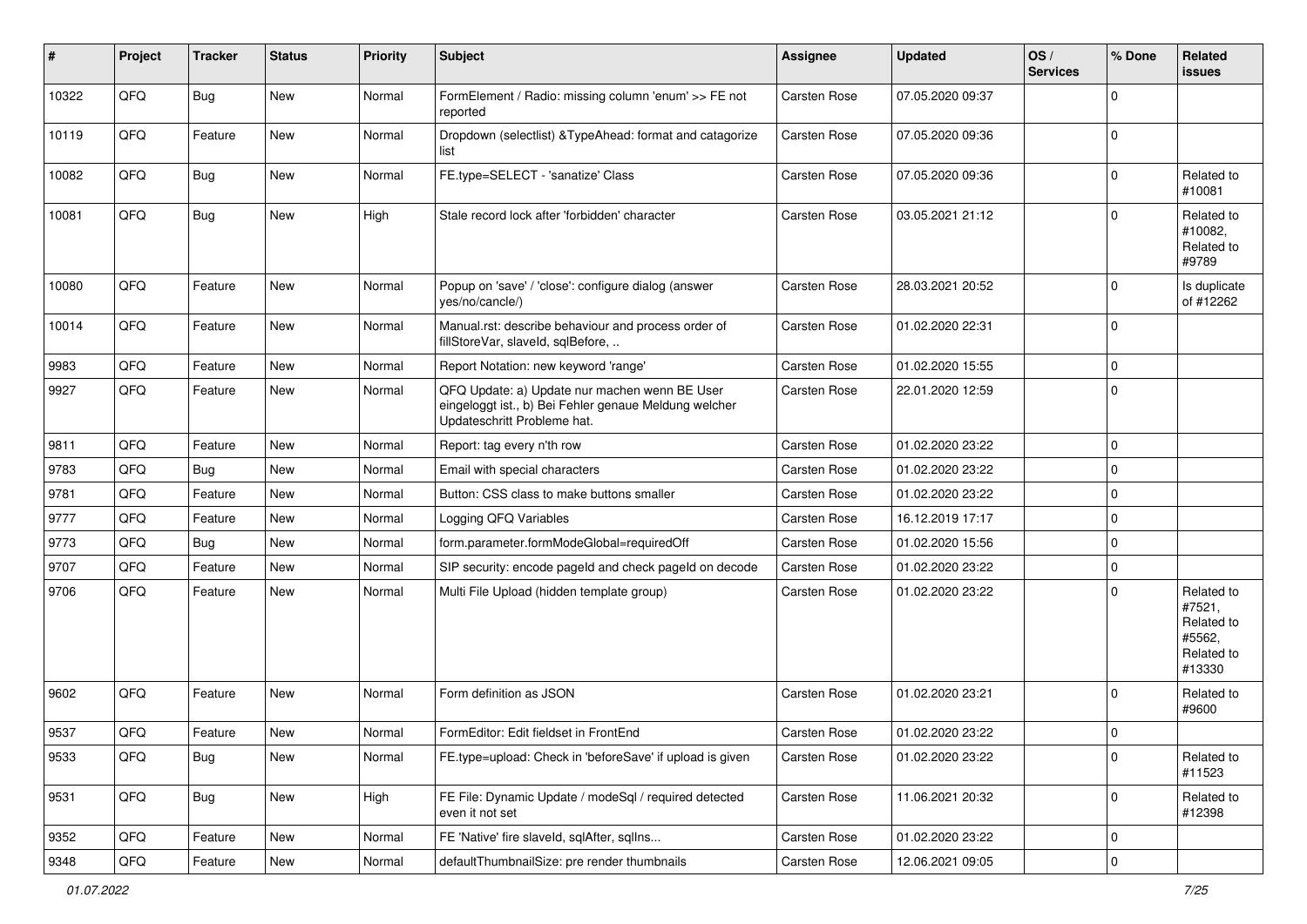| # | Project | Tracker | Status | Priority | Subject | Assignee | Updated | OS / Services | % Done | Related issues |
|---|---|---|---|---|---|---|---|---|---|---|
| 10322 | QFQ | Bug | New | Normal | FormElement / Radio: missing column 'enum' >> FE not reported | Carsten Rose | 07.05.2020 09:37 | | 0 | |
| 10119 | QFQ | Feature | New | Normal | Dropdown (selectlist) &TypeAhead: format and catagorize list | Carsten Rose | 07.05.2020 09:36 | | 0 | |
| 10082 | QFQ | Bug | New | Normal | FE.type=SELECT - 'sanatize' Class | Carsten Rose | 07.05.2020 09:36 | | 0 | Related to #10081 |
| 10081 | QFQ | Bug | New | High | Stale record lock after 'forbidden' character | Carsten Rose | 03.05.2021 21:12 | | 0 | Related to #10082, Related to #9789 |
| 10080 | QFQ | Feature | New | Normal | Popup on 'save' / 'close': configure dialog (answer yes/no/cancle/) | Carsten Rose | 28.03.2021 20:52 | | 0 | Is duplicate of #12262 |
| 10014 | QFQ | Feature | New | Normal | Manual.rst: describe behaviour and process order of fillStoreVar, slaveId, sqlBefore, .. | Carsten Rose | 01.02.2020 22:31 | | 0 | |
| 9983 | QFQ | Feature | New | Normal | Report Notation: new keyword 'range' | Carsten Rose | 01.02.2020 15:55 | | 0 | |
| 9927 | QFQ | Feature | New | Normal | QFQ Update: a) Update nur machen wenn BE User eingeloggt ist., b) Bei Fehler genaue Meldung welcher Updateschritt Probleme hat. | Carsten Rose | 22.01.2020 12:59 | | 0 | |
| 9811 | QFQ | Feature | New | Normal | Report: tag every n'th row | Carsten Rose | 01.02.2020 23:22 | | 0 | |
| 9783 | QFQ | Bug | New | Normal | Email with special characters | Carsten Rose | 01.02.2020 23:22 | | 0 | |
| 9781 | QFQ | Feature | New | Normal | Button: CSS class to make buttons smaller | Carsten Rose | 01.02.2020 23:22 | | 0 | |
| 9777 | QFQ | Feature | New | Normal | Logging QFQ Variables | Carsten Rose | 16.12.2019 17:17 | | 0 | |
| 9773 | QFQ | Bug | New | Normal | form.parameter.formModeGlobal=requiredOff | Carsten Rose | 01.02.2020 15:56 | | 0 | |
| 9707 | QFQ | Feature | New | Normal | SIP security: encode pageId and check pageId on decode | Carsten Rose | 01.02.2020 23:22 | | 0 | |
| 9706 | QFQ | Feature | New | Normal | Multi File Upload (hidden template group) | Carsten Rose | 01.02.2020 23:22 | | 0 | Related to #7521, Related to #5562, Related to #13330 |
| 9602 | QFQ | Feature | New | Normal | Form definition as JSON | Carsten Rose | 01.02.2020 23:21 | | 0 | Related to #9600 |
| 9537 | QFQ | Feature | New | Normal | FormEditor: Edit fieldset in FrontEnd | Carsten Rose | 01.02.2020 23:22 | | 0 | |
| 9533 | QFQ | Bug | New | Normal | FE.type=upload: Check in 'beforeSave' if upload is given | Carsten Rose | 01.02.2020 23:22 | | 0 | Related to #11523 |
| 9531 | QFQ | Bug | New | High | FE File: Dynamic Update / modeSql / required detected even it not set | Carsten Rose | 11.06.2021 20:32 | | 0 | Related to #12398 |
| 9352 | QFQ | Feature | New | Normal | FE 'Native' fire slaveId, sqlAfter, sqlIns... | Carsten Rose | 01.02.2020 23:22 | | 0 | |
| 9348 | QFQ | Feature | New | Normal | defaultThumbnailSize: pre render thumbnails | Carsten Rose | 12.06.2021 09:05 | | 0 | |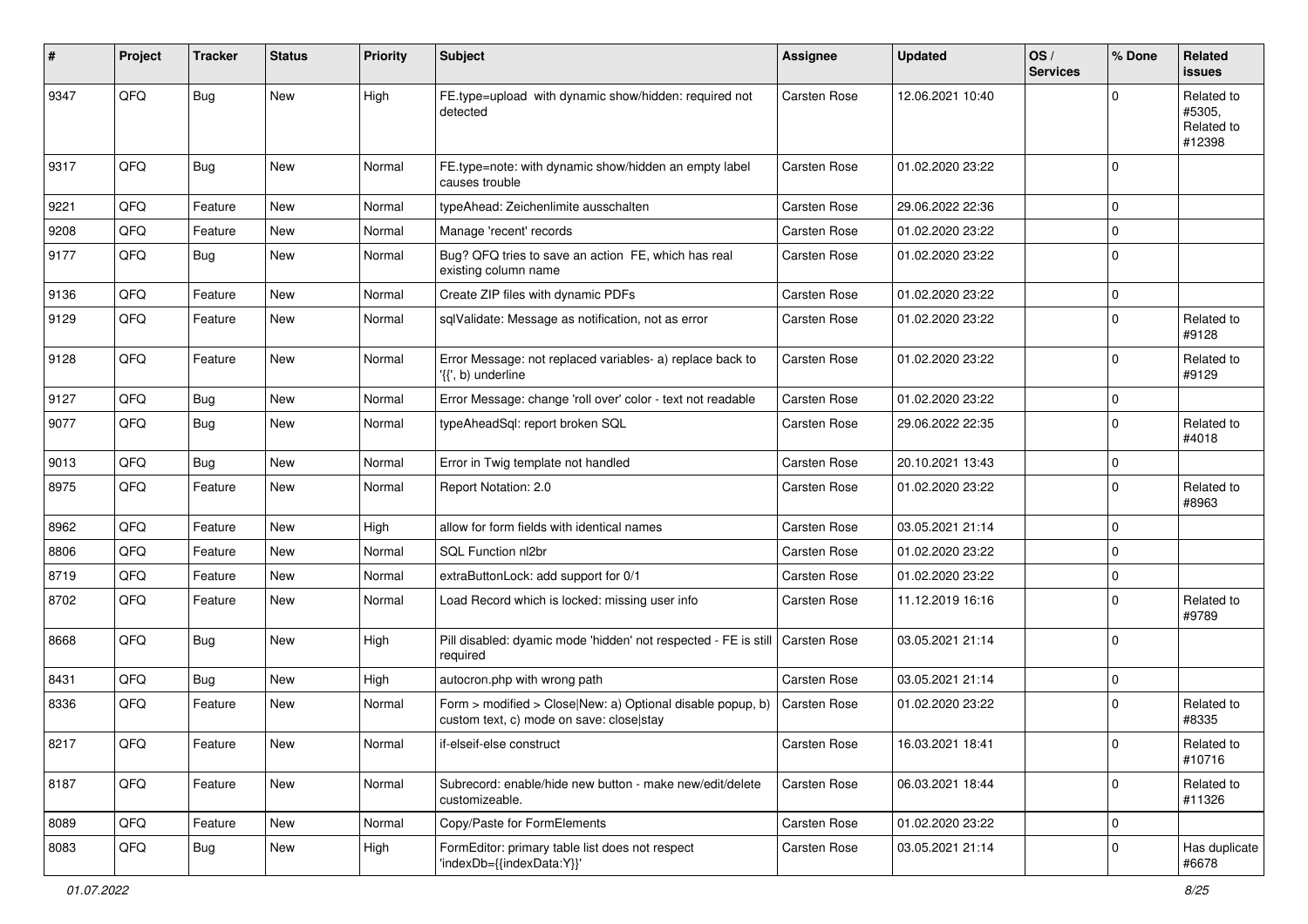| # | Project | Tracker | Status | Priority | Subject | Assignee | Updated | OS / Services | % Done | Related issues |
|---|---|---|---|---|---|---|---|---|---|---|
| 9347 | QFQ | Bug | New | High | FE.type=upload with dynamic show/hidden: required not detected | Carsten Rose | 12.06.2021 10:40 | | 0 | Related to #5305, Related to #12398 |
| 9317 | QFQ | Bug | New | Normal | FE.type=note: with dynamic show/hidden an empty label causes trouble | Carsten Rose | 01.02.2020 23:22 | | 0 | |
| 9221 | QFQ | Feature | New | Normal | typeAhead: Zeichenlimite ausschalten | Carsten Rose | 29.06.2022 22:36 | | 0 | |
| 9208 | QFQ | Feature | New | Normal | Manage 'recent' records | Carsten Rose | 01.02.2020 23:22 | | 0 | |
| 9177 | QFQ | Bug | New | Normal | Bug? QFQ tries to save an action FE, which has real existing column name | Carsten Rose | 01.02.2020 23:22 | | 0 | |
| 9136 | QFQ | Feature | New | Normal | Create ZIP files with dynamic PDFs | Carsten Rose | 01.02.2020 23:22 | | 0 | |
| 9129 | QFQ | Feature | New | Normal | sqlValidate: Message as notification, not as error | Carsten Rose | 01.02.2020 23:22 | | 0 | Related to #9128 |
| 9128 | QFQ | Feature | New | Normal | Error Message: not replaced variables- a) replace back to '{{', b) underline | Carsten Rose | 01.02.2020 23:22 | | 0 | Related to #9129 |
| 9127 | QFQ | Bug | New | Normal | Error Message: change 'roll over' color - text not readable | Carsten Rose | 01.02.2020 23:22 | | 0 | |
| 9077 | QFQ | Bug | New | Normal | typeAheadSql: report broken SQL | Carsten Rose | 29.06.2022 22:35 | | 0 | Related to #4018 |
| 9013 | QFQ | Bug | New | Normal | Error in Twig template not handled | Carsten Rose | 20.10.2021 13:43 | | 0 | |
| 8975 | QFQ | Feature | New | Normal | Report Notation: 2.0 | Carsten Rose | 01.02.2020 23:22 | | 0 | Related to #8963 |
| 8962 | QFQ | Feature | New | High | allow for form fields with identical names | Carsten Rose | 03.05.2021 21:14 | | 0 | |
| 8806 | QFQ | Feature | New | Normal | SQL Function nl2br | Carsten Rose | 01.02.2020 23:22 | | 0 | |
| 8719 | QFQ | Feature | New | Normal | extraButtonLock: add support for 0/1 | Carsten Rose | 01.02.2020 23:22 | | 0 | |
| 8702 | QFQ | Feature | New | Normal | Load Record which is locked: missing user info | Carsten Rose | 11.12.2019 16:16 | | 0 | Related to #9789 |
| 8668 | QFQ | Bug | New | High | Pill disabled: dyamic mode 'hidden' not respected - FE is still required | Carsten Rose | 03.05.2021 21:14 | | 0 | |
| 8431 | QFQ | Bug | New | High | autocron.php with wrong path | Carsten Rose | 03.05.2021 21:14 | | 0 | |
| 8336 | QFQ | Feature | New | Normal | Form > modified > Close\|New: a) Optional disable popup, b) custom text, c) mode on save: close\|stay | Carsten Rose | 01.02.2020 23:22 | | 0 | Related to #8335 |
| 8217 | QFQ | Feature | New | Normal | if-elseif-else construct | Carsten Rose | 16.03.2021 18:41 | | 0 | Related to #10716 |
| 8187 | QFQ | Feature | New | Normal | Subrecord: enable/hide new button - make new/edit/delete customizeable. | Carsten Rose | 06.03.2021 18:44 | | 0 | Related to #11326 |
| 8089 | QFQ | Feature | New | Normal | Copy/Paste for FormElements | Carsten Rose | 01.02.2020 23:22 | | 0 | |
| 8083 | QFQ | Bug | New | High | FormEditor: primary table list does not respect 'indexDb={{indexData:Y}}' | Carsten Rose | 03.05.2021 21:14 | | 0 | Has duplicate #6678 |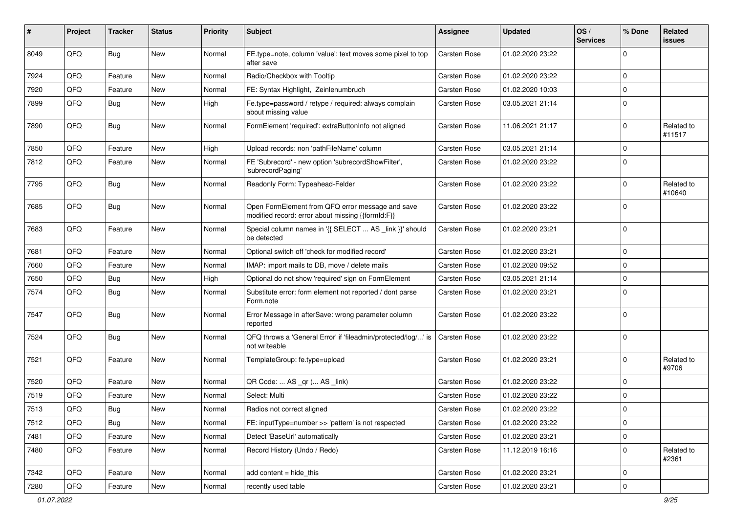| # | Project | Tracker | Status | Priority | Subject | Assignee | Updated | OS / Services | % Done | Related issues |
|---|---|---|---|---|---|---|---|---|---|---|
| 8049 | QFQ | Bug | New | Normal | FE.type=note, column 'value': text moves some pixel to top after save | Carsten Rose | 01.02.2020 23:22 | | 0 | |
| 7924 | QFQ | Feature | New | Normal | Radio/Checkbox with Tooltip | Carsten Rose | 01.02.2020 23:22 | | 0 | |
| 7920 | QFQ | Feature | New | Normal | FE: Syntax Highlight, Zeinlenumbruch | Carsten Rose | 01.02.2020 10:03 | | 0 | |
| 7899 | QFQ | Bug | New | High | Fe.type=password / retype / required: always complain about missing value | Carsten Rose | 03.05.2021 21:14 | | 0 | |
| 7890 | QFQ | Bug | New | Normal | FormElement 'required': extraButtonInfo not aligned | Carsten Rose | 11.06.2021 21:17 | | 0 | Related to #11517 |
| 7850 | QFQ | Feature | New | High | Upload records: non 'pathFileName' column | Carsten Rose | 03.05.2021 21:14 | | 0 | |
| 7812 | QFQ | Feature | New | Normal | FE 'Subrecord' - new option 'subrecordShowFilter', 'subrecordPaging' | Carsten Rose | 01.02.2020 23:22 | | 0 | |
| 7795 | QFQ | Bug | New | Normal | Readonly Form: Typeahead-Felder | Carsten Rose | 01.02.2020 23:22 | | 0 | Related to #10640 |
| 7685 | QFQ | Bug | New | Normal | Open FormElement from QFQ error message and save modified record: error about missing {{formId:F}} | Carsten Rose | 01.02.2020 23:22 | | 0 | |
| 7683 | QFQ | Feature | New | Normal | Special column names in '{{ SELECT ... AS _link }}' should be detected | Carsten Rose | 01.02.2020 23:21 | | 0 | |
| 7681 | QFQ | Feature | New | Normal | Optional switch off 'check for modified record' | Carsten Rose | 01.02.2020 23:21 | | 0 | |
| 7660 | QFQ | Feature | New | Normal | IMAP: import mails to DB, move / delete mails | Carsten Rose | 01.02.2020 09:52 | | 0 | |
| 7650 | QFQ | Bug | New | High | Optional do not show 'required' sign on FormElement | Carsten Rose | 03.05.2021 21:14 | | 0 | |
| 7574 | QFQ | Bug | New | Normal | Substitute error: form element not reported / dont parse Form.note | Carsten Rose | 01.02.2020 23:21 | | 0 | |
| 7547 | QFQ | Bug | New | Normal | Error Message in afterSave: wrong parameter column reported | Carsten Rose | 01.02.2020 23:22 | | 0 | |
| 7524 | QFQ | Bug | New | Normal | QFQ throws a 'General Error' if 'fileadmin/protected/log/...' is not writeable | Carsten Rose | 01.02.2020 23:22 | | 0 | |
| 7521 | QFQ | Feature | New | Normal | TemplateGroup: fe.type=upload | Carsten Rose | 01.02.2020 23:21 | | 0 | Related to #9706 |
| 7520 | QFQ | Feature | New | Normal | QR Code: ... AS _qr ( ... AS _link) | Carsten Rose | 01.02.2020 23:22 | | 0 | |
| 7519 | QFQ | Feature | New | Normal | Select: Multi | Carsten Rose | 01.02.2020 23:22 | | 0 | |
| 7513 | QFQ | Bug | New | Normal | Radios not correct aligned | Carsten Rose | 01.02.2020 23:22 | | 0 | |
| 7512 | QFQ | Bug | New | Normal | FE: inputType=number >> 'pattern' is not respected | Carsten Rose | 01.02.2020 23:22 | | 0 | |
| 7481 | QFQ | Feature | New | Normal | Detect 'BaseUrl' automatically | Carsten Rose | 01.02.2020 23:21 | | 0 | |
| 7480 | QFQ | Feature | New | Normal | Record History (Undo / Redo) | Carsten Rose | 11.12.2019 16:16 | | 0 | Related to #2361 |
| 7342 | QFQ | Feature | New | Normal | add content = hide_this | Carsten Rose | 01.02.2020 23:21 | | 0 | |
| 7280 | QFQ | Feature | New | Normal | recently used table | Carsten Rose | 01.02.2020 23:21 | | 0 | |

01.07.2022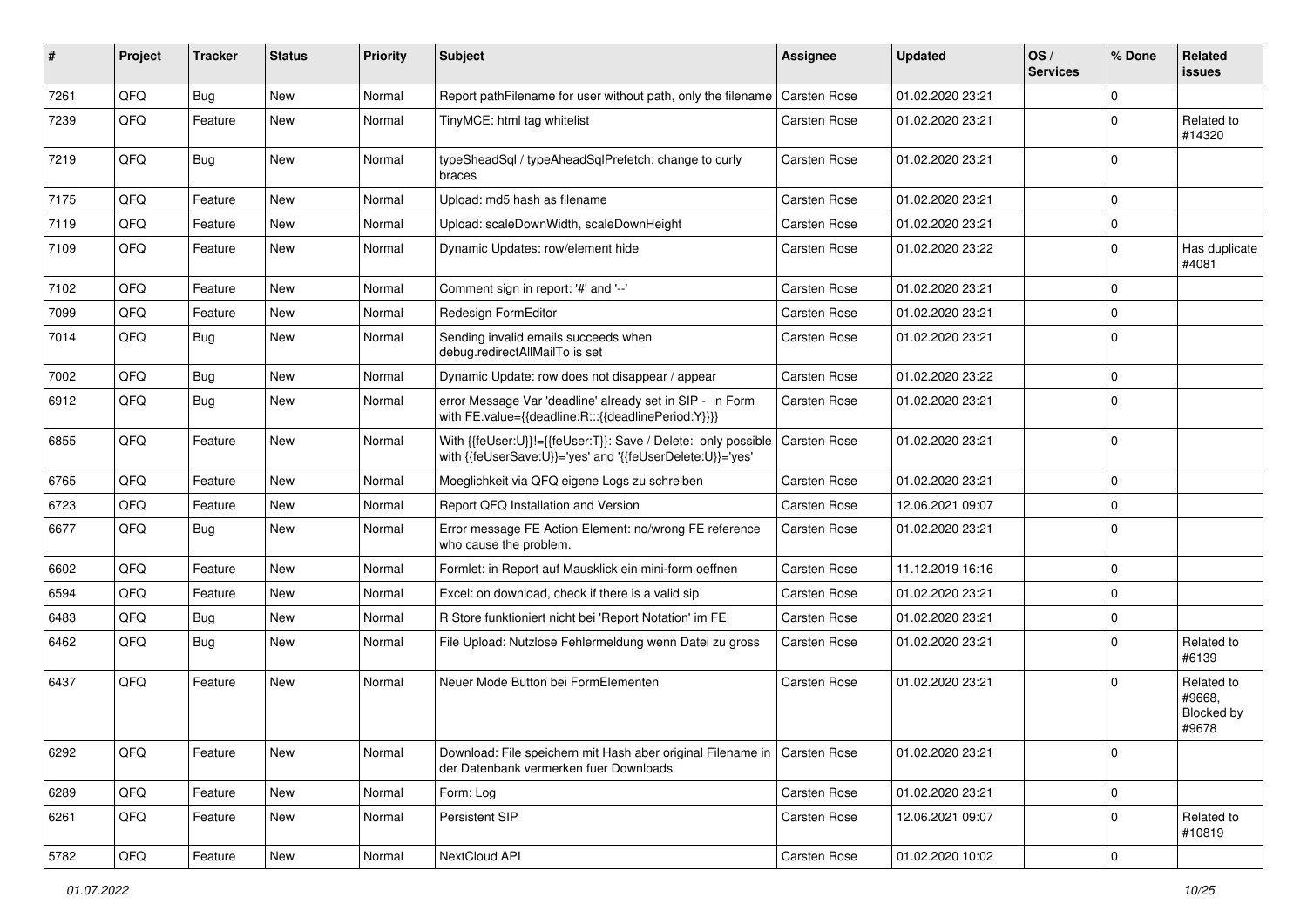| # | Project | Tracker | Status | Priority | Subject | Assignee | Updated | OS / Services | % Done | Related issues |
|---|---|---|---|---|---|---|---|---|---|---|
| 7261 | QFQ | Bug | New | Normal | Report pathFilename for user without path, only the filename | Carsten Rose | 01.02.2020 23:21 | | 0 | |
| 7239 | QFQ | Feature | New | Normal | TinyMCE: html tag whitelist | Carsten Rose | 01.02.2020 23:21 | | 0 | Related to #14320 |
| 7219 | QFQ | Bug | New | Normal | typeSheadSql / typeAheadSqlPrefetch: change to curly braces | Carsten Rose | 01.02.2020 23:21 | | 0 | |
| 7175 | QFQ | Feature | New | Normal | Upload: md5 hash as filename | Carsten Rose | 01.02.2020 23:21 | | 0 | |
| 7119 | QFQ | Feature | New | Normal | Upload: scaleDownWidth, scaleDownHeight | Carsten Rose | 01.02.2020 23:21 | | 0 | |
| 7109 | QFQ | Feature | New | Normal | Dynamic Updates: row/element hide | Carsten Rose | 01.02.2020 23:22 | | 0 | Has duplicate #4081 |
| 7102 | QFQ | Feature | New | Normal | Comment sign in report: '#' and '--' | Carsten Rose | 01.02.2020 23:21 | | 0 | |
| 7099 | QFQ | Feature | New | Normal | Redesign FormEditor | Carsten Rose | 01.02.2020 23:21 | | 0 | |
| 7014 | QFQ | Bug | New | Normal | Sending invalid emails succeeds when debug.redirectAllMailTo is set | Carsten Rose | 01.02.2020 23:21 | | 0 | |
| 7002 | QFQ | Bug | New | Normal | Dynamic Update: row does not disappear / appear | Carsten Rose | 01.02.2020 23:22 | | 0 | |
| 6912 | QFQ | Bug | New | Normal | error Message Var 'deadline' already set in SIP - in Form with FE.value={{deadline:R:::{{deadlinePeriod:Y}}}} | Carsten Rose | 01.02.2020 23:21 | | 0 | |
| 6855 | QFQ | Feature | New | Normal | With {{feUser:U}}!={{feUser:T}}: Save / Delete: only possible with {{feUserSave:U}}='yes' and '{{feUserDelete:U}}='yes' | Carsten Rose | 01.02.2020 23:21 | | 0 | |
| 6765 | QFQ | Feature | New | Normal | Moeglichkeit via QFQ eigene Logs zu schreiben | Carsten Rose | 01.02.2020 23:21 | | 0 | |
| 6723 | QFQ | Feature | New | Normal | Report QFQ Installation and Version | Carsten Rose | 12.06.2021 09:07 | | 0 | |
| 6677 | QFQ | Bug | New | Normal | Error message FE Action Element: no/wrong FE reference who cause the problem. | Carsten Rose | 01.02.2020 23:21 | | 0 | |
| 6602 | QFQ | Feature | New | Normal | Formlet: in Report auf Mausklick ein mini-form oeffnen | Carsten Rose | 11.12.2019 16:16 | | 0 | |
| 6594 | QFQ | Feature | New | Normal | Excel: on download, check if there is a valid sip | Carsten Rose | 01.02.2020 23:21 | | 0 | |
| 6483 | QFQ | Bug | New | Normal | R Store funktioniert nicht bei 'Report Notation' im FE | Carsten Rose | 01.02.2020 23:21 | | 0 | |
| 6462 | QFQ | Bug | New | Normal | File Upload: Nutzlose Fehlermeldung wenn Datei zu gross | Carsten Rose | 01.02.2020 23:21 | | 0 | Related to #6139 |
| 6437 | QFQ | Feature | New | Normal | Neuer Mode Button bei FormElementen | Carsten Rose | 01.02.2020 23:21 | | 0 | Related to #9668, Blocked by #9678 |
| 6292 | QFQ | Feature | New | Normal | Download: File speichern mit Hash aber original Filename in der Datenbank vermerken fuer Downloads | Carsten Rose | 01.02.2020 23:21 | | 0 | |
| 6289 | QFQ | Feature | New | Normal | Form: Log | Carsten Rose | 01.02.2020 23:21 | | 0 | |
| 6261 | QFQ | Feature | New | Normal | Persistent SIP | Carsten Rose | 12.06.2021 09:07 | | 0 | Related to #10819 |
| 5782 | QFQ | Feature | New | Normal | NextCloud API | Carsten Rose | 01.02.2020 10:02 | | 0 | |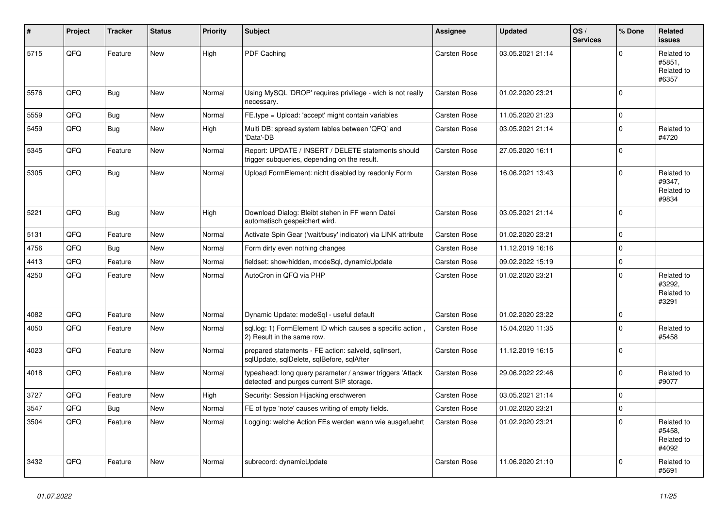| # | Project | Tracker | Status | Priority | Subject | Assignee | Updated | OS / Services | % Done | Related issues |
|---|---|---|---|---|---|---|---|---|---|---|
| 5715 | QFQ | Feature | New | High | PDF Caching | Carsten Rose | 03.05.2021 21:14 | | 0 | Related to #5851, Related to #6357 |
| 5576 | QFQ | Bug | New | Normal | Using MySQL 'DROP' requires privilege - wich is not really necessary. | Carsten Rose | 01.02.2020 23:21 | | 0 | |
| 5559 | QFQ | Bug | New | Normal | FE.type = Upload: 'accept' might contain variables | Carsten Rose | 11.05.2020 21:23 | | 0 | |
| 5459 | QFQ | Bug | New | High | Multi DB: spread system tables between 'QFQ' and 'Data'-DB | Carsten Rose | 03.05.2021 21:14 | | 0 | Related to #4720 |
| 5345 | QFQ | Feature | New | Normal | Report: UPDATE / INSERT / DELETE statements should trigger subqueries, depending on the result. | Carsten Rose | 27.05.2020 16:11 | | 0 | |
| 5305 | QFQ | Bug | New | Normal | Upload FormElement: nicht disabled by readonly Form | Carsten Rose | 16.06.2021 13:43 | | 0 | Related to #9347, Related to #9834 |
| 5221 | QFQ | Bug | New | High | Download Dialog: Bleibt stehen in FF wenn Datei automatisch gespeichert wird. | Carsten Rose | 03.05.2021 21:14 | | 0 | |
| 5131 | QFQ | Feature | New | Normal | Activate Spin Gear ('wait/busy' indicator) via LINK attribute | Carsten Rose | 01.02.2020 23:21 | | 0 | |
| 4756 | QFQ | Bug | New | Normal | Form dirty even nothing changes | Carsten Rose | 11.12.2019 16:16 | | 0 | |
| 4413 | QFQ | Feature | New | Normal | fieldset: show/hidden, modeSql, dynamicUpdate | Carsten Rose | 09.02.2022 15:19 | | 0 | |
| 4250 | QFQ | Feature | New | Normal | AutoCron in QFQ via PHP | Carsten Rose | 01.02.2020 23:21 | | 0 | Related to #3292, Related to #3291 |
| 4082 | QFQ | Feature | New | Normal | Dynamic Update: modeSql - useful default | Carsten Rose | 01.02.2020 23:22 | | 0 | |
| 4050 | QFQ | Feature | New | Normal | sql.log: 1) FormElement ID which causes a specific action , 2) Result in the same row. | Carsten Rose | 15.04.2020 11:35 | | 0 | Related to #5458 |
| 4023 | QFQ | Feature | New | Normal | prepared statements - FE action: salveld, sqlInsert, sqlUpdate, sqlDelete, sqlBefore, sqlAfter | Carsten Rose | 11.12.2019 16:15 | | 0 | |
| 4018 | QFQ | Feature | New | Normal | typeahead: long query parameter / answer triggers 'Attack detected' and purges current SIP storage. | Carsten Rose | 29.06.2022 22:46 | | 0 | Related to #9077 |
| 3727 | QFQ | Feature | New | High | Security: Session Hijacking erschweren | Carsten Rose | 03.05.2021 21:14 | | 0 | |
| 3547 | QFQ | Bug | New | Normal | FE of type 'note' causes writing of empty fields. | Carsten Rose | 01.02.2020 23:21 | | 0 | |
| 3504 | QFQ | Feature | New | Normal | Logging: welche Action FEs werden wann wie ausgefuehrt | Carsten Rose | 01.02.2020 23:21 | | 0 | Related to #5458, Related to #4092 |
| 3432 | QFQ | Feature | New | Normal | subrecord: dynamicUpdate | Carsten Rose | 11.06.2020 21:10 | | 0 | Related to #5691 |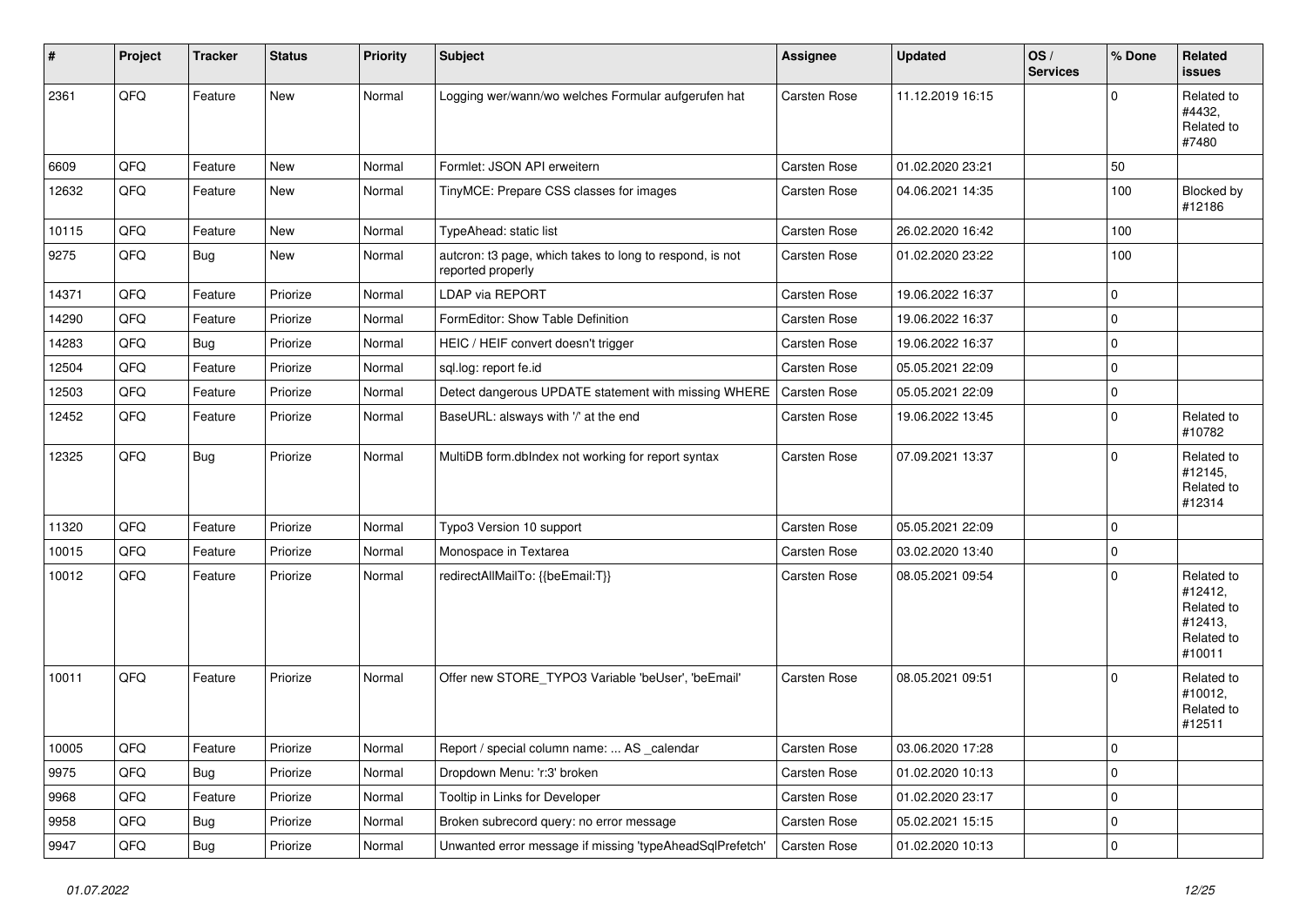| # | Project | Tracker | Status | Priority | Subject | Assignee | Updated | OS / Services | % Done | Related issues |
|---|---|---|---|---|---|---|---|---|---|---|
| 2361 | QFQ | Feature | New | Normal | Logging wer/wann/wo welches Formular aufgerufen hat | Carsten Rose | 11.12.2019 16:15 | | 0 | Related to #4432, Related to #7480 |
| 6609 | QFQ | Feature | New | Normal | Formlet: JSON API erweitern | Carsten Rose | 01.02.2020 23:21 | | 50 | |
| 12632 | QFQ | Feature | New | Normal | TinyMCE: Prepare CSS classes for images | Carsten Rose | 04.06.2021 14:35 | | 100 | Blocked by #12186 |
| 10115 | QFQ | Feature | New | Normal | TypeAhead: static list | Carsten Rose | 26.02.2020 16:42 | | 100 | |
| 9275 | QFQ | Bug | New | Normal | autcron: t3 page, which takes to long to respond, is not reported properly | Carsten Rose | 01.02.2020 23:22 | | 100 | |
| 14371 | QFQ | Feature | Priorize | Normal | LDAP via REPORT | Carsten Rose | 19.06.2022 16:37 | | 0 | |
| 14290 | QFQ | Feature | Priorize | Normal | FormEditor: Show Table Definition | Carsten Rose | 19.06.2022 16:37 | | 0 | |
| 14283 | QFQ | Bug | Priorize | Normal | HEIC / HEIF convert doesn't trigger | Carsten Rose | 19.06.2022 16:37 | | 0 | |
| 12504 | QFQ | Feature | Priorize | Normal | sql.log: report fe.id | Carsten Rose | 05.05.2021 22:09 | | 0 | |
| 12503 | QFQ | Feature | Priorize | Normal | Detect dangerous UPDATE statement with missing WHERE | Carsten Rose | 05.05.2021 22:09 | | 0 | |
| 12452 | QFQ | Feature | Priorize | Normal | BaseURL: alsways with '/' at the end | Carsten Rose | 19.06.2022 13:45 | | 0 | Related to #10782 |
| 12325 | QFQ | Bug | Priorize | Normal | MultiDB form.dbIndex not working for report syntax | Carsten Rose | 07.09.2021 13:37 | | 0 | Related to #12145, Related to #12314 |
| 11320 | QFQ | Feature | Priorize | Normal | Typo3 Version 10 support | Carsten Rose | 05.05.2021 22:09 | | 0 | |
| 10015 | QFQ | Feature | Priorize | Normal | Monospace in Textarea | Carsten Rose | 03.02.2020 13:40 | | 0 | |
| 10012 | QFQ | Feature | Priorize | Normal | redirectAllMailTo: {{beEmail:T}} | Carsten Rose | 08.05.2021 09:54 | | 0 | Related to #12412, Related to #12413, Related to #10011 |
| 10011 | QFQ | Feature | Priorize | Normal | Offer new STORE_TYPO3 Variable 'beUser', 'beEmail' | Carsten Rose | 08.05.2021 09:51 | | 0 | Related to #10012, Related to #12511 |
| 10005 | QFQ | Feature | Priorize | Normal | Report / special column name: ... AS _calendar | Carsten Rose | 03.06.2020 17:28 | | 0 | |
| 9975 | QFQ | Bug | Priorize | Normal | Dropdown Menu: 'r:3' broken | Carsten Rose | 01.02.2020 10:13 | | 0 | |
| 9968 | QFQ | Feature | Priorize | Normal | Tooltip in Links for Developer | Carsten Rose | 01.02.2020 23:17 | | 0 | |
| 9958 | QFQ | Bug | Priorize | Normal | Broken subrecord query: no error message | Carsten Rose | 05.02.2021 15:15 | | 0 | |
| 9947 | QFQ | Bug | Priorize | Normal | Unwanted error message if missing 'typeAheadSqlPrefetch' | Carsten Rose | 01.02.2020 10:13 | | 0 | |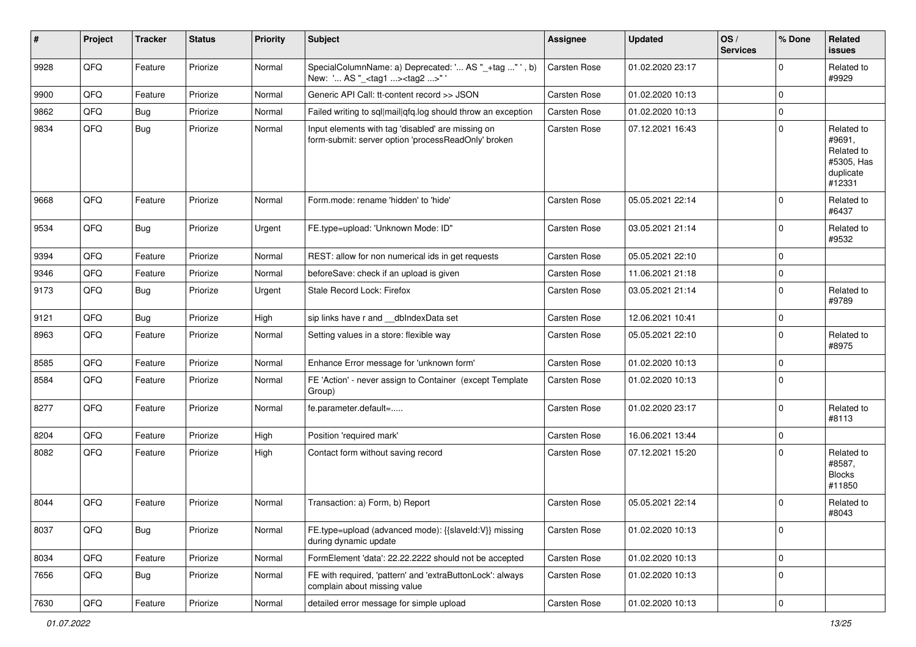| # | Project | Tracker | Status | Priority | Subject | Assignee | Updated | OS / Services | % Done | Related issues |
|---|---|---|---|---|---|---|---|---|---|---|
| 9928 | QFQ | Feature | Priorize | Normal | SpecialColumnName: a) Deprecated: '... AS "_+tag " ', b) New: '... AS "_<tag1 ...><tag2 ...>" ' | Carsten Rose | 01.02.2020 23:17 | | 0 | Related to #9929 |
| 9900 | QFQ | Feature | Priorize | Normal | Generic API Call: tt-content record >> JSON | Carsten Rose | 01.02.2020 10:13 | | 0 | |
| 9862 | QFQ | Bug | Priorize | Normal | Failed writing to sql\|mail\|qfq.log should throw an exception | Carsten Rose | 01.02.2020 10:13 | | 0 | |
| 9834 | QFQ | Bug | Priorize | Normal | Input elements with tag 'disabled' are missing on form-submit: server option 'processReadOnly' broken | Carsten Rose | 07.12.2021 16:43 | | 0 | Related to #9691, Related to #5305, Has duplicate #12331 |
| 9668 | QFQ | Feature | Priorize | Normal | Form.mode: rename 'hidden' to 'hide' | Carsten Rose | 05.05.2021 22:14 | | 0 | Related to #6437 |
| 9534 | QFQ | Bug | Priorize | Urgent | FE.type=upload: 'Unknown Mode: ID" | Carsten Rose | 03.05.2021 21:14 | | 0 | Related to #9532 |
| 9394 | QFQ | Feature | Priorize | Normal | REST: allow for non numerical ids in get requests | Carsten Rose | 05.05.2021 22:10 | | 0 | |
| 9346 | QFQ | Feature | Priorize | Normal | beforeSave: check if an upload is given | Carsten Rose | 11.06.2021 21:18 | | 0 | |
| 9173 | QFQ | Bug | Priorize | Urgent | Stale Record Lock: Firefox | Carsten Rose | 03.05.2021 21:14 | | 0 | Related to #9789 |
| 9121 | QFQ | Bug | Priorize | High | sip links have r and __dbIndexData set | Carsten Rose | 12.06.2021 10:41 | | 0 | |
| 8963 | QFQ | Feature | Priorize | Normal | Setting values in a store: flexible way | Carsten Rose | 05.05.2021 22:10 | | 0 | Related to #8975 |
| 8585 | QFQ | Feature | Priorize | Normal | Enhance Error message for 'unknown form' | Carsten Rose | 01.02.2020 10:13 | | 0 | |
| 8584 | QFQ | Feature | Priorize | Normal | FE 'Action' - never assign to Container (except Template Group) | Carsten Rose | 01.02.2020 10:13 | | 0 | |
| 8277 | QFQ | Feature | Priorize | Normal | fe.parameter.default=..... | Carsten Rose | 01.02.2020 23:17 | | 0 | Related to #8113 |
| 8204 | QFQ | Feature | Priorize | High | Position 'required mark' | Carsten Rose | 16.06.2021 13:44 | | 0 | |
| 8082 | QFQ | Feature | Priorize | High | Contact form without saving record | Carsten Rose | 07.12.2021 15:20 | | 0 | Related to #8587, Blocks #11850 |
| 8044 | QFQ | Feature | Priorize | Normal | Transaction: a) Form, b) Report | Carsten Rose | 05.05.2021 22:14 | | 0 | Related to #8043 |
| 8037 | QFQ | Bug | Priorize | Normal | FE.type=upload (advanced mode): {{slaveId:V}} missing during dynamic update | Carsten Rose | 01.02.2020 10:13 | | 0 | |
| 8034 | QFQ | Feature | Priorize | Normal | FormElement 'data': 22.22.2222 should not be accepted | Carsten Rose | 01.02.2020 10:13 | | 0 | |
| 7656 | QFQ | Bug | Priorize | Normal | FE with required, 'pattern' and 'extraButtonLock': always complain about missing value | Carsten Rose | 01.02.2020 10:13 | | 0 | |
| 7630 | QFQ | Feature | Priorize | Normal | detailed error message for simple upload | Carsten Rose | 01.02.2020 10:13 | | 0 | |

*01.07.2022*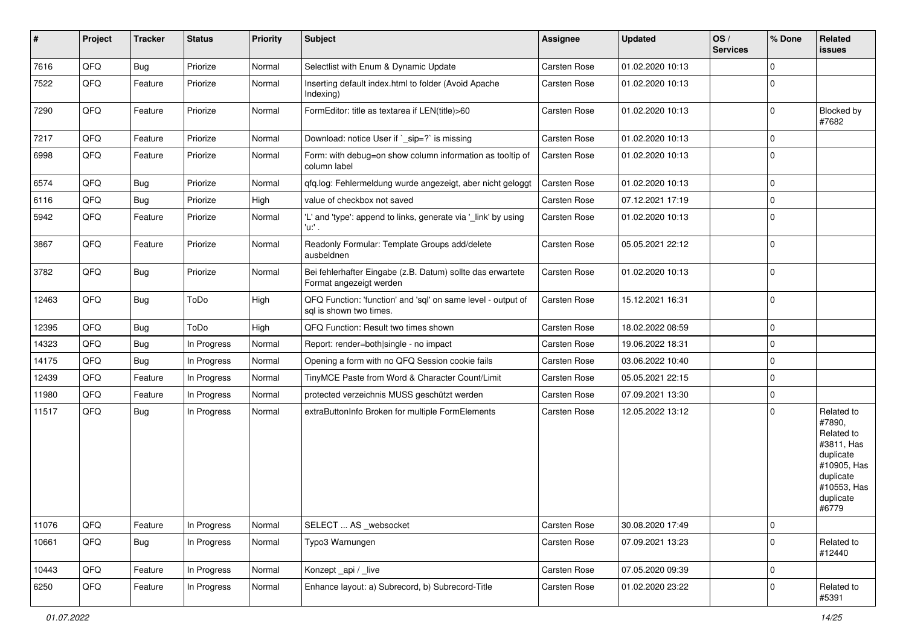| # | Project | Tracker | Status | Priority | Subject | Assignee | Updated | OS / Services | % Done | Related issues |
|---|---|---|---|---|---|---|---|---|---|---|
| 7616 | QFQ | Bug | Priorize | Normal | Selectlist with Enum & Dynamic Update | Carsten Rose | 01.02.2020 10:13 | | 0 | |
| 7522 | QFQ | Feature | Priorize | Normal | Inserting default index.html to folder (Avoid Apache Indexing) | Carsten Rose | 01.02.2020 10:13 | | 0 | |
| 7290 | QFQ | Feature | Priorize | Normal | FormEditor: title as textarea if LEN(title)>60 | Carsten Rose | 01.02.2020 10:13 | | 0 | Blocked by #7682 |
| 7217 | QFQ | Feature | Priorize | Normal | Download: notice User if `_sip=?` is missing | Carsten Rose | 01.02.2020 10:13 | | 0 | |
| 6998 | QFQ | Feature | Priorize | Normal | Form: with debug=on show column information as tooltip of column label | Carsten Rose | 01.02.2020 10:13 | | 0 | |
| 6574 | QFQ | Bug | Priorize | Normal | qfq.log: Fehlermeldung wurde angezeigt, aber nicht geloggt | Carsten Rose | 01.02.2020 10:13 | | 0 | |
| 6116 | QFQ | Bug | Priorize | High | value of checkbox not saved | Carsten Rose | 07.12.2021 17:19 | | 0 | |
| 5942 | QFQ | Feature | Priorize | Normal | 'L' and 'type': append to links, generate via '_link' by using 'u:' . | Carsten Rose | 01.02.2020 10:13 | | 0 | |
| 3867 | QFQ | Feature | Priorize | Normal | Readonly Formular: Template Groups add/delete ausbeldnen | Carsten Rose | 05.05.2021 22:12 | | 0 | |
| 3782 | QFQ | Bug | Priorize | Normal | Bei fehlerhafter Eingabe (z.B. Datum) sollte das erwartete Format angezeigt werden | Carsten Rose | 01.02.2020 10:13 | | 0 | |
| 12463 | QFQ | Bug | ToDo | High | QFQ Function: 'function' and 'sql' on same level - output of sql is shown two times. | Carsten Rose | 15.12.2021 16:31 | | 0 | |
| 12395 | QFQ | Bug | ToDo | High | QFQ Function: Result two times shown | Carsten Rose | 18.02.2022 08:59 | | 0 | |
| 14323 | QFQ | Bug | In Progress | Normal | Report: render=both\|single - no impact | Carsten Rose | 19.06.2022 18:31 | | 0 | |
| 14175 | QFQ | Bug | In Progress | Normal | Opening a form with no QFQ Session cookie fails | Carsten Rose | 03.06.2022 10:40 | | 0 | |
| 12439 | QFQ | Feature | In Progress | Normal | TinyMCE Paste from Word & Character Count/Limit | Carsten Rose | 05.05.2021 22:15 | | 0 | |
| 11980 | QFQ | Feature | In Progress | Normal | protected verzeichnis MUSS geschützt werden | Carsten Rose | 07.09.2021 13:30 | | 0 | |
| 11517 | QFQ | Bug | In Progress | Normal | extraButtonInfo Broken for multiple FormElements | Carsten Rose | 12.05.2022 13:12 | | 0 | Related to #7890, Related to #3811, Has duplicate #10905, Has duplicate #10553, Has duplicate #6779 |
| 11076 | QFQ | Feature | In Progress | Normal | SELECT ... AS _websocket | Carsten Rose | 30.08.2020 17:49 | | 0 | |
| 10661 | QFQ | Bug | In Progress | Normal | Typo3 Warnungen | Carsten Rose | 07.09.2021 13:23 | | 0 | Related to #12440 |
| 10443 | QFQ | Feature | In Progress | Normal | Konzept _api / _live | Carsten Rose | 07.05.2020 09:39 | | 0 | |
| 6250 | QFQ | Feature | In Progress | Normal | Enhance layout: a) Subrecord, b) Subrecord-Title | Carsten Rose | 01.02.2020 23:22 | | 0 | Related to #5391 |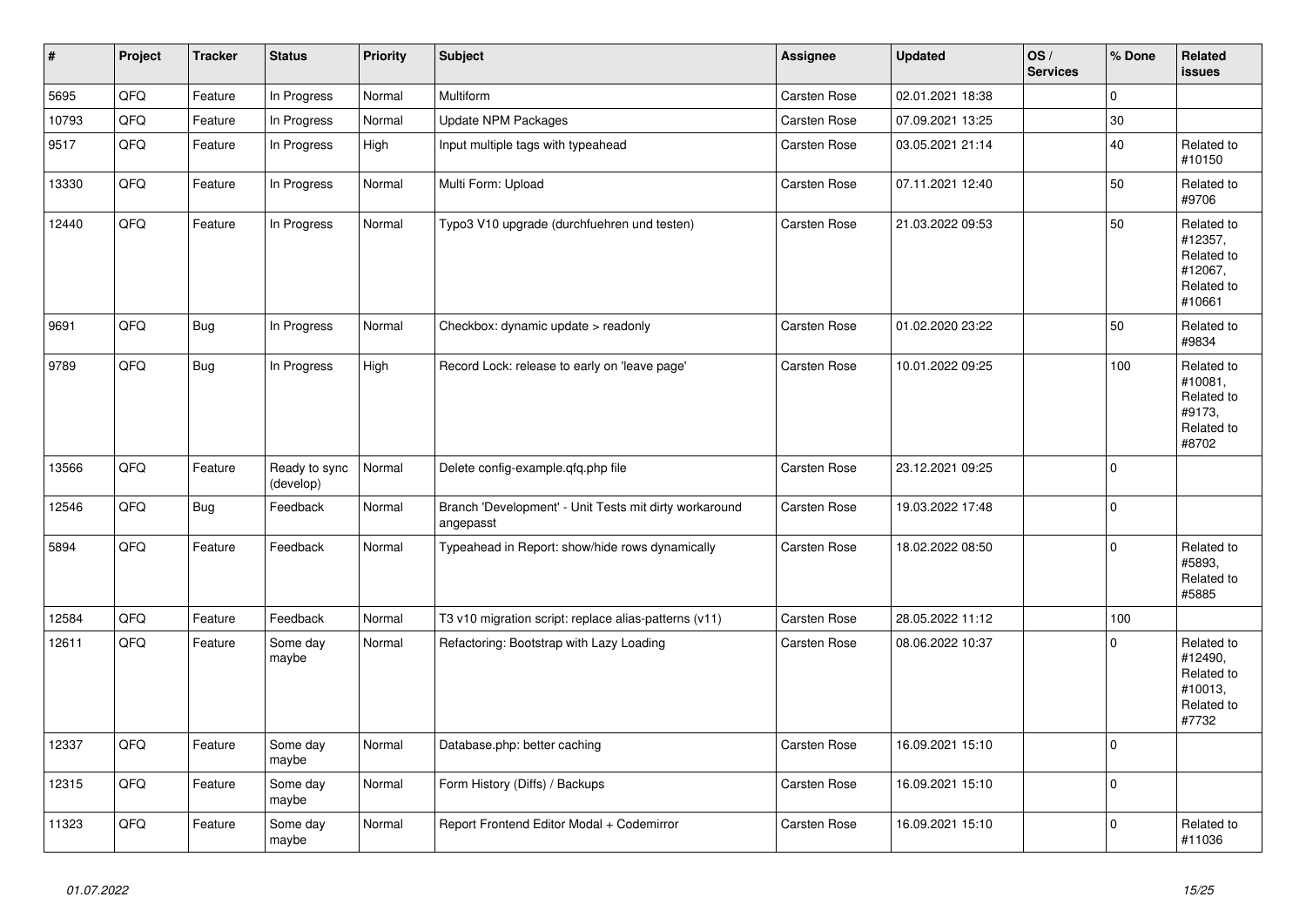| # | Project | Tracker | Status | Priority | Subject | Assignee | Updated | OS / Services | % Done | Related issues |
|---|---|---|---|---|---|---|---|---|---|---|
| 5695 | QFQ | Feature | In Progress | Normal | Multiform | Carsten Rose | 02.01.2021 18:38 | | 0 | |
| 10793 | QFQ | Feature | In Progress | Normal | Update NPM Packages | Carsten Rose | 07.09.2021 13:25 | | 30 | |
| 9517 | QFQ | Feature | In Progress | High | Input multiple tags with typeahead | Carsten Rose | 03.05.2021 21:14 | | 40 | Related to #10150 |
| 13330 | QFQ | Feature | In Progress | Normal | Multi Form: Upload | Carsten Rose | 07.11.2021 12:40 | | 50 | Related to #9706 |
| 12440 | QFQ | Feature | In Progress | Normal | Typo3 V10 upgrade (durchfuehren und testen) | Carsten Rose | 21.03.2022 09:53 | | 50 | Related to #12357, Related to #12067, Related to #10661 |
| 9691 | QFQ | Bug | In Progress | Normal | Checkbox: dynamic update > readonly | Carsten Rose | 01.02.2020 23:22 | | 50 | Related to #9834 |
| 9789 | QFQ | Bug | In Progress | High | Record Lock: release to early on 'leave page' | Carsten Rose | 10.01.2022 09:25 | | 100 | Related to #10081, Related to #9173, Related to #8702 |
| 13566 | QFQ | Feature | Ready to sync (develop) | Normal | Delete config-example.qfq.php file | Carsten Rose | 23.12.2021 09:25 | | 0 | |
| 12546 | QFQ | Bug | Feedback | Normal | Branch 'Development' - Unit Tests mit dirty workaround angepasst | Carsten Rose | 19.03.2022 17:48 | | 0 | |
| 5894 | QFQ | Feature | Feedback | Normal | Typeahead in Report: show/hide rows dynamically | Carsten Rose | 18.02.2022 08:50 | | 0 | Related to #5893, Related to #5885 |
| 12584 | QFQ | Feature | Feedback | Normal | T3 v10 migration script: replace alias-patterns (v11) | Carsten Rose | 28.05.2022 11:12 | | 100 | |
| 12611 | QFQ | Feature | Some day maybe | Normal | Refactoring: Bootstrap with Lazy Loading | Carsten Rose | 08.06.2022 10:37 | | 0 | Related to #12490, Related to #10013, Related to #7732 |
| 12337 | QFQ | Feature | Some day maybe | Normal | Database.php: better caching | Carsten Rose | 16.09.2021 15:10 | | 0 | |
| 12315 | QFQ | Feature | Some day maybe | Normal | Form History (Diffs) / Backups | Carsten Rose | 16.09.2021 15:10 | | 0 | |
| 11323 | QFQ | Feature | Some day maybe | Normal | Report Frontend Editor Modal + Codemirror | Carsten Rose | 16.09.2021 15:10 | | 0 | Related to #11036 |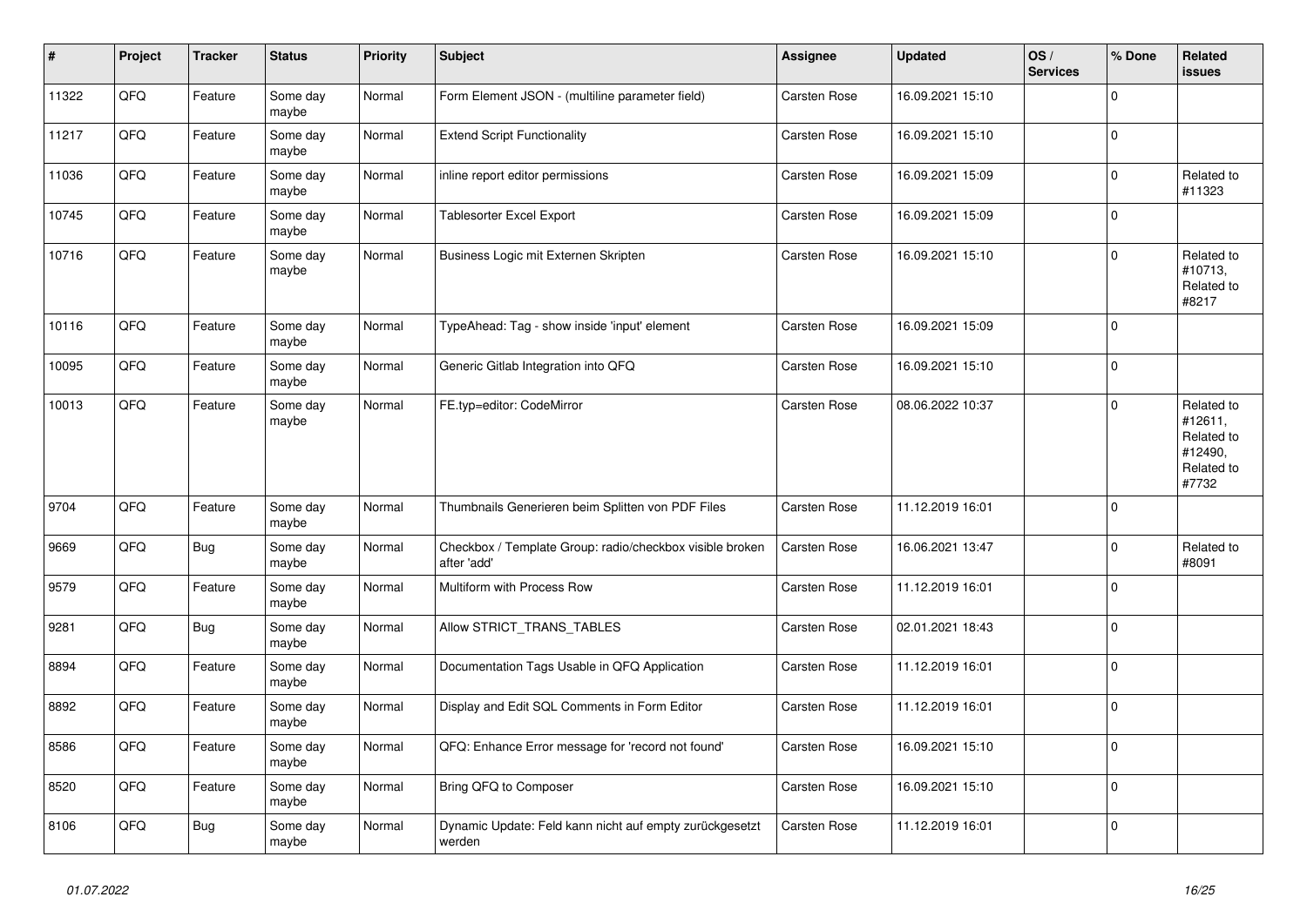| # | Project | Tracker | Status | Priority | Subject | Assignee | Updated | OS / Services | % Done | Related issues |
|---|---|---|---|---|---|---|---|---|---|---|
| 11322 | QFQ | Feature | Some day maybe | Normal | Form Element JSON - (multiline parameter field) | Carsten Rose | 16.09.2021 15:10 | | 0 | |
| 11217 | QFQ | Feature | Some day maybe | Normal | Extend Script Functionality | Carsten Rose | 16.09.2021 15:10 | | 0 | |
| 11036 | QFQ | Feature | Some day maybe | Normal | inline report editor permissions | Carsten Rose | 16.09.2021 15:09 | | 0 | Related to #11323 |
| 10745 | QFQ | Feature | Some day maybe | Normal | Tablesorter Excel Export | Carsten Rose | 16.09.2021 15:09 | | 0 | |
| 10716 | QFQ | Feature | Some day maybe | Normal | Business Logic mit Externen Skripten | Carsten Rose | 16.09.2021 15:10 | | 0 | Related to #10713, Related to #8217 |
| 10116 | QFQ | Feature | Some day maybe | Normal | TypeAhead: Tag - show inside 'input' element | Carsten Rose | 16.09.2021 15:09 | | 0 | |
| 10095 | QFQ | Feature | Some day maybe | Normal | Generic Gitlab Integration into QFQ | Carsten Rose | 16.09.2021 15:10 | | 0 | |
| 10013 | QFQ | Feature | Some day maybe | Normal | FE.typ=editor: CodeMirror | Carsten Rose | 08.06.2022 10:37 | | 0 | Related to #12611, Related to #12490, Related to #7732 |
| 9704 | QFQ | Feature | Some day maybe | Normal | Thumbnails Generieren beim Splitten von PDF Files | Carsten Rose | 11.12.2019 16:01 | | 0 | |
| 9669 | QFQ | Bug | Some day maybe | Normal | Checkbox / Template Group: radio/checkbox visible broken after 'add' | Carsten Rose | 16.06.2021 13:47 | | 0 | Related to #8091 |
| 9579 | QFQ | Feature | Some day maybe | Normal | Multiform with Process Row | Carsten Rose | 11.12.2019 16:01 | | 0 | |
| 9281 | QFQ | Bug | Some day maybe | Normal | Allow STRICT_TRANS_TABLES | Carsten Rose | 02.01.2021 18:43 | | 0 | |
| 8894 | QFQ | Feature | Some day maybe | Normal | Documentation Tags Usable in QFQ Application | Carsten Rose | 11.12.2019 16:01 | | 0 | |
| 8892 | QFQ | Feature | Some day maybe | Normal | Display and Edit SQL Comments in Form Editor | Carsten Rose | 11.12.2019 16:01 | | 0 | |
| 8586 | QFQ | Feature | Some day maybe | Normal | QFQ: Enhance Error message for 'record not found' | Carsten Rose | 16.09.2021 15:10 | | 0 | |
| 8520 | QFQ | Feature | Some day maybe | Normal | Bring QFQ to Composer | Carsten Rose | 16.09.2021 15:10 | | 0 | |
| 8106 | QFQ | Bug | Some day maybe | Normal | Dynamic Update: Feld kann nicht auf empty zurückgesetzt werden | Carsten Rose | 11.12.2019 16:01 | | 0 | |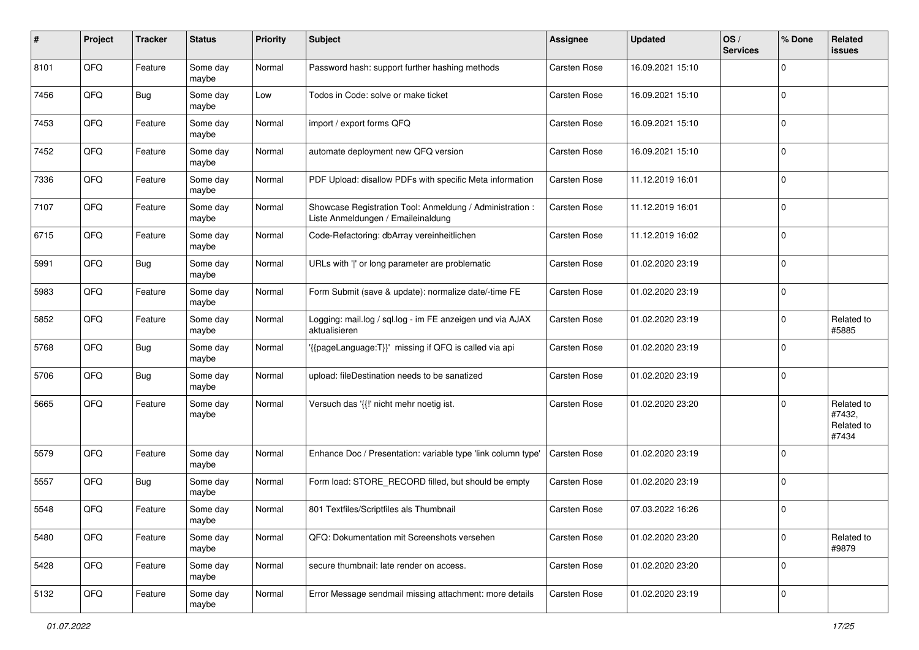| # | Project | Tracker | Status | Priority | Subject | Assignee | Updated | OS / Services | % Done | Related issues |
|---|---|---|---|---|---|---|---|---|---|---|
| 8101 | QFQ | Feature | Some day maybe | Normal | Password hash: support further hashing methods | Carsten Rose | 16.09.2021 15:10 | | 0 | |
| 7456 | QFQ | Bug | Some day maybe | Low | Todos in Code: solve or make ticket | Carsten Rose | 16.09.2021 15:10 | | 0 | |
| 7453 | QFQ | Feature | Some day maybe | Normal | import / export forms QFQ | Carsten Rose | 16.09.2021 15:10 | | 0 | |
| 7452 | QFQ | Feature | Some day maybe | Normal | automate deployment new QFQ version | Carsten Rose | 16.09.2021 15:10 | | 0 | |
| 7336 | QFQ | Feature | Some day maybe | Normal | PDF Upload: disallow PDFs with specific Meta information | Carsten Rose | 11.12.2019 16:01 | | 0 | |
| 7107 | QFQ | Feature | Some day maybe | Normal | Showcase Registration Tool: Anmeldung / Administration : Liste Anmeldungen / Emaileinaldung | Carsten Rose | 11.12.2019 16:01 | | 0 | |
| 6715 | QFQ | Feature | Some day maybe | Normal | Code-Refactoring: dbArray vereinheitlichen | Carsten Rose | 11.12.2019 16:02 | | 0 | |
| 5991 | QFQ | Bug | Some day maybe | Normal | URLs with '\|' or long parameter are problematic | Carsten Rose | 01.02.2020 23:19 | | 0 | |
| 5983 | QFQ | Feature | Some day maybe | Normal | Form Submit (save & update): normalize date/-time FE | Carsten Rose | 01.02.2020 23:19 | | 0 | |
| 5852 | QFQ | Feature | Some day maybe | Normal | Logging: mail.log / sql.log - im FE anzeigen und via AJAX aktualisieren | Carsten Rose | 01.02.2020 23:19 | | 0 | Related to #5885 |
| 5768 | QFQ | Bug | Some day maybe | Normal | '{{pageLanguage:T}}' missing if QFQ is called via api | Carsten Rose | 01.02.2020 23:19 | | 0 | |
| 5706 | QFQ | Bug | Some day maybe | Normal | upload: fileDestination needs to be sanatized | Carsten Rose | 01.02.2020 23:19 | | 0 | |
| 5665 | QFQ | Feature | Some day maybe | Normal | Versuch das '{{!' nicht mehr noetig ist. | Carsten Rose | 01.02.2020 23:20 | | 0 | Related to #7432, Related to #7434 |
| 5579 | QFQ | Feature | Some day maybe | Normal | Enhance Doc / Presentation: variable type 'link column type' | Carsten Rose | 01.02.2020 23:19 | | 0 | |
| 5557 | QFQ | Bug | Some day maybe | Normal | Form load: STORE_RECORD filled, but should be empty | Carsten Rose | 01.02.2020 23:19 | | 0 | |
| 5548 | QFQ | Feature | Some day maybe | Normal | 801 Textfiles/Scriptfiles als Thumbnail | Carsten Rose | 07.03.2022 16:26 | | 0 | |
| 5480 | QFQ | Feature | Some day maybe | Normal | QFQ: Dokumentation mit Screenshots versehen | Carsten Rose | 01.02.2020 23:20 | | 0 | Related to #9879 |
| 5428 | QFQ | Feature | Some day maybe | Normal | secure thumbnail: late render on access. | Carsten Rose | 01.02.2020 23:20 | | 0 | |
| 5132 | QFQ | Feature | Some day maybe | Normal | Error Message sendmail missing attachment: more details | Carsten Rose | 01.02.2020 23:19 | | 0 | |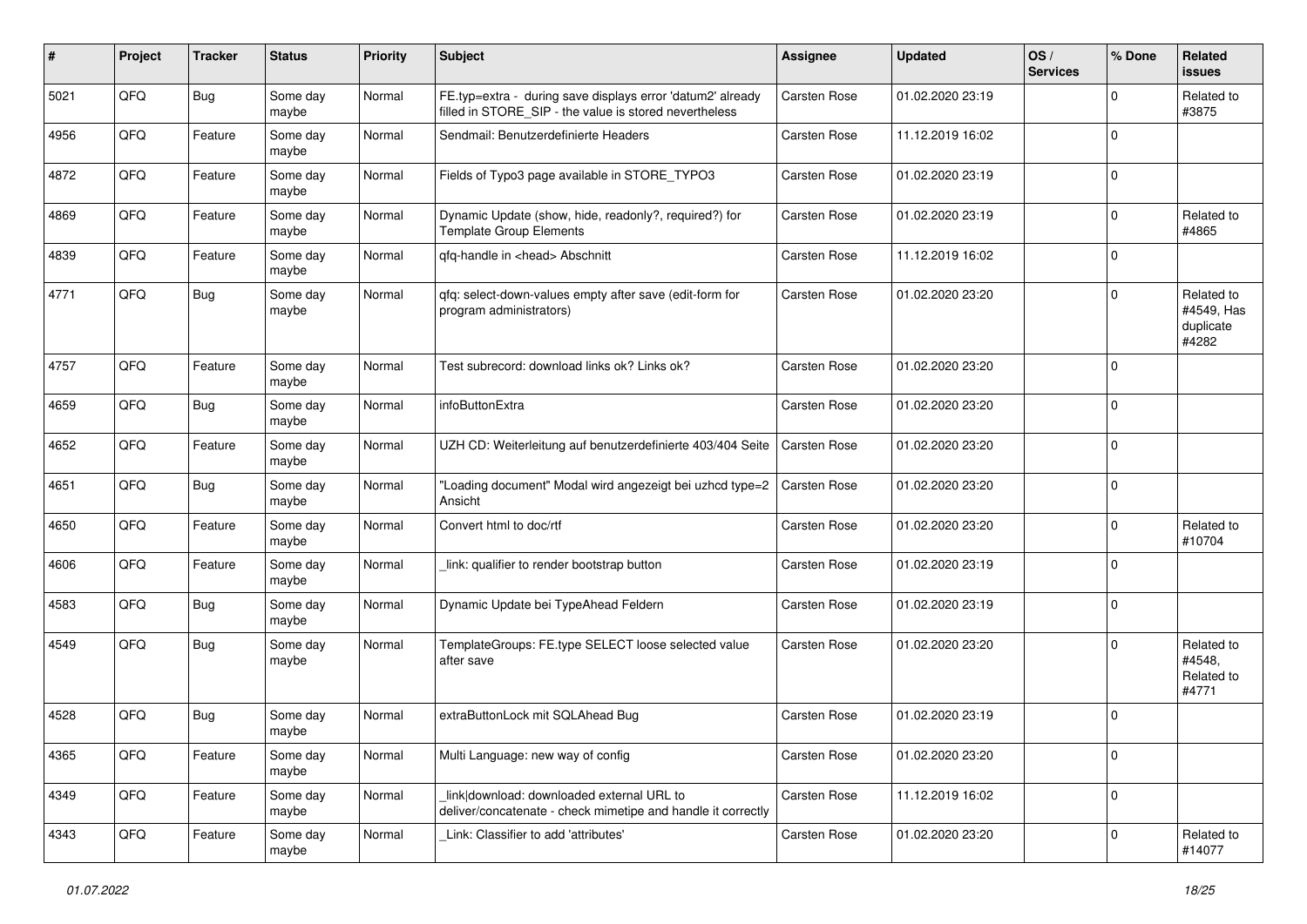| # | Project | Tracker | Status | Priority | Subject | Assignee | Updated | OS / Services | % Done | Related issues |
|---|---|---|---|---|---|---|---|---|---|---|
| 5021 | QFQ | Bug | Some day maybe | Normal | FE.typ=extra - during save displays error 'datum2' already filled in STORE_SIP - the value is stored nevertheless | Carsten Rose | 01.02.2020 23:19 | | 0 | Related to #3875 |
| 4956 | QFQ | Feature | Some day maybe | Normal | Sendmail: Benutzerdefinierte Headers | Carsten Rose | 11.12.2019 16:02 | | 0 | |
| 4872 | QFQ | Feature | Some day maybe | Normal | Fields of Typo3 page available in STORE_TYPO3 | Carsten Rose | 01.02.2020 23:19 | | 0 | |
| 4869 | QFQ | Feature | Some day maybe | Normal | Dynamic Update (show, hide, readonly?, required?) for Template Group Elements | Carsten Rose | 01.02.2020 23:19 | | 0 | Related to #4865 |
| 4839 | QFQ | Feature | Some day maybe | Normal | qfq-handle in <head> Abschnitt | Carsten Rose | 11.12.2019 16:02 | | 0 | |
| 4771 | QFQ | Bug | Some day maybe | Normal | qfq: select-down-values empty after save (edit-form for program administrators) | Carsten Rose | 01.02.2020 23:20 | | 0 | Related to #4549, Has duplicate #4282 |
| 4757 | QFQ | Feature | Some day maybe | Normal | Test subrecord: download links ok? Links ok? | Carsten Rose | 01.02.2020 23:20 | | 0 | |
| 4659 | QFQ | Bug | Some day maybe | Normal | infoButtonExtra | Carsten Rose | 01.02.2020 23:20 | | 0 | |
| 4652 | QFQ | Feature | Some day maybe | Normal | UZH CD: Weiterleitung auf benutzerdefinierte 403/404 Seite | Carsten Rose | 01.02.2020 23:20 | | 0 | |
| 4651 | QFQ | Bug | Some day maybe | Normal | "Loading document" Modal wird angezeigt bei uzhcd type=2 Ansicht | Carsten Rose | 01.02.2020 23:20 | | 0 | |
| 4650 | QFQ | Feature | Some day maybe | Normal | Convert html to doc/rtf | Carsten Rose | 01.02.2020 23:20 | | 0 | Related to #10704 |
| 4606 | QFQ | Feature | Some day maybe | Normal | _link: qualifier to render bootstrap button | Carsten Rose | 01.02.2020 23:19 | | 0 | |
| 4583 | QFQ | Bug | Some day maybe | Normal | Dynamic Update bei TypeAhead Feldern | Carsten Rose | 01.02.2020 23:19 | | 0 | |
| 4549 | QFQ | Bug | Some day maybe | Normal | TemplateGroups: FE.type SELECT loose selected value after save | Carsten Rose | 01.02.2020 23:20 | | 0 | Related to #4548, Related to #4771 |
| 4528 | QFQ | Bug | Some day maybe | Normal | extraButtonLock mit SQLAhead Bug | Carsten Rose | 01.02.2020 23:19 | | 0 | |
| 4365 | QFQ | Feature | Some day maybe | Normal | Multi Language: new way of config | Carsten Rose | 01.02.2020 23:20 | | 0 | |
| 4349 | QFQ | Feature | Some day maybe | Normal | link\|download: downloaded external URL to deliver/concatenate - check mimetipe and handle it correctly | Carsten Rose | 11.12.2019 16:02 | | 0 | |
| 4343 | QFQ | Feature | Some day maybe | Normal | Link: Classifier to add 'attributes' | Carsten Rose | 01.02.2020 23:20 | | 0 | Related to #14077 |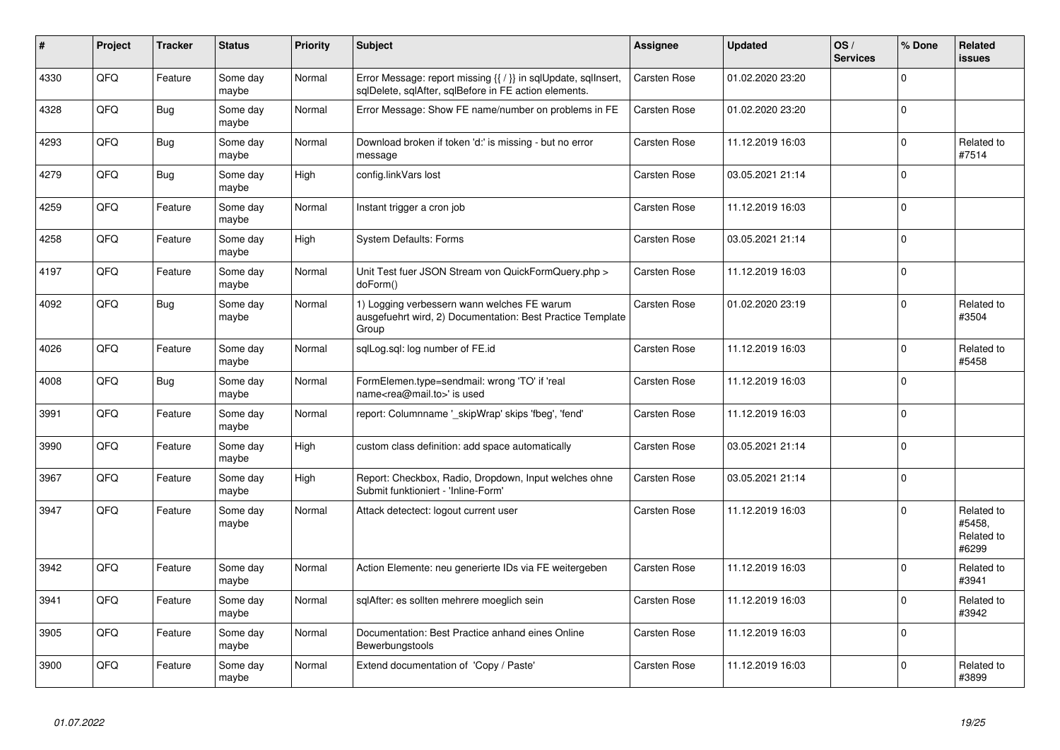| # | Project | Tracker | Status | Priority | Subject | Assignee | Updated | OS / Services | % Done | Related issues |
|---|---|---|---|---|---|---|---|---|---|---|
| 4330 | QFQ | Feature | Some day maybe | Normal | Error Message: report missing {{ / }} in sqlUpdate, sqlInsert, sqlDelete, sqlAfter, sqlBefore in FE action elements. | Carsten Rose | 01.02.2020 23:20 | | 0 | |
| 4328 | QFQ | Bug | Some day maybe | Normal | Error Message: Show FE name/number on problems in FE | Carsten Rose | 01.02.2020 23:20 | | 0 | |
| 4293 | QFQ | Bug | Some day maybe | Normal | Download broken if token 'd:' is missing - but no error message | Carsten Rose | 11.12.2019 16:03 | | 0 | Related to #7514 |
| 4279 | QFQ | Bug | Some day maybe | High | config.linkVars lost | Carsten Rose | 03.05.2021 21:14 | | 0 | |
| 4259 | QFQ | Feature | Some day maybe | Normal | Instant trigger a cron job | Carsten Rose | 11.12.2019 16:03 | | 0 | |
| 4258 | QFQ | Feature | Some day maybe | High | System Defaults: Forms | Carsten Rose | 03.05.2021 21:14 | | 0 | |
| 4197 | QFQ | Feature | Some day maybe | Normal | Unit Test fuer JSON Stream von QuickFormQuery.php > doForm() | Carsten Rose | 11.12.2019 16:03 | | 0 | |
| 4092 | QFQ | Bug | Some day maybe | Normal | 1) Logging verbessern wann welches FE warum ausgefuehrt wird, 2) Documentation: Best Practice Template Group | Carsten Rose | 01.02.2020 23:19 | | 0 | Related to #3504 |
| 4026 | QFQ | Feature | Some day maybe | Normal | sqlLog.sql: log number of FE.id | Carsten Rose | 11.12.2019 16:03 | | 0 | Related to #5458 |
| 4008 | QFQ | Bug | Some day maybe | Normal | FormElemen.type=sendmail: wrong 'TO' if 'real name<rea@mail.to>' is used | Carsten Rose | 11.12.2019 16:03 | | 0 | |
| 3991 | QFQ | Feature | Some day maybe | Normal | report: Columnname '_skipWrap' skips 'fbeg', 'fend' | Carsten Rose | 11.12.2019 16:03 | | 0 | |
| 3990 | QFQ | Feature | Some day maybe | High | custom class definition: add space automatically | Carsten Rose | 03.05.2021 21:14 | | 0 | |
| 3967 | QFQ | Feature | Some day maybe | High | Report: Checkbox, Radio, Dropdown, Input welches ohne Submit funktioniert - 'Inline-Form' | Carsten Rose | 03.05.2021 21:14 | | 0 | |
| 3947 | QFQ | Feature | Some day maybe | Normal | Attack detectect: logout current user | Carsten Rose | 11.12.2019 16:03 | | 0 | Related to #5458, Related to #6299 |
| 3942 | QFQ | Feature | Some day maybe | Normal | Action Elemente: neu generierte IDs via FE weitergeben | Carsten Rose | 11.12.2019 16:03 | | 0 | Related to #3941 |
| 3941 | QFQ | Feature | Some day maybe | Normal | sqlAfter: es sollten mehrere moeglich sein | Carsten Rose | 11.12.2019 16:03 | | 0 | Related to #3942 |
| 3905 | QFQ | Feature | Some day maybe | Normal | Documentation: Best Practice anhand eines Online Bewerbungstools | Carsten Rose | 11.12.2019 16:03 | | 0 | |
| 3900 | QFQ | Feature | Some day maybe | Normal | Extend documentation of 'Copy / Paste' | Carsten Rose | 11.12.2019 16:03 | | 0 | Related to #3899 |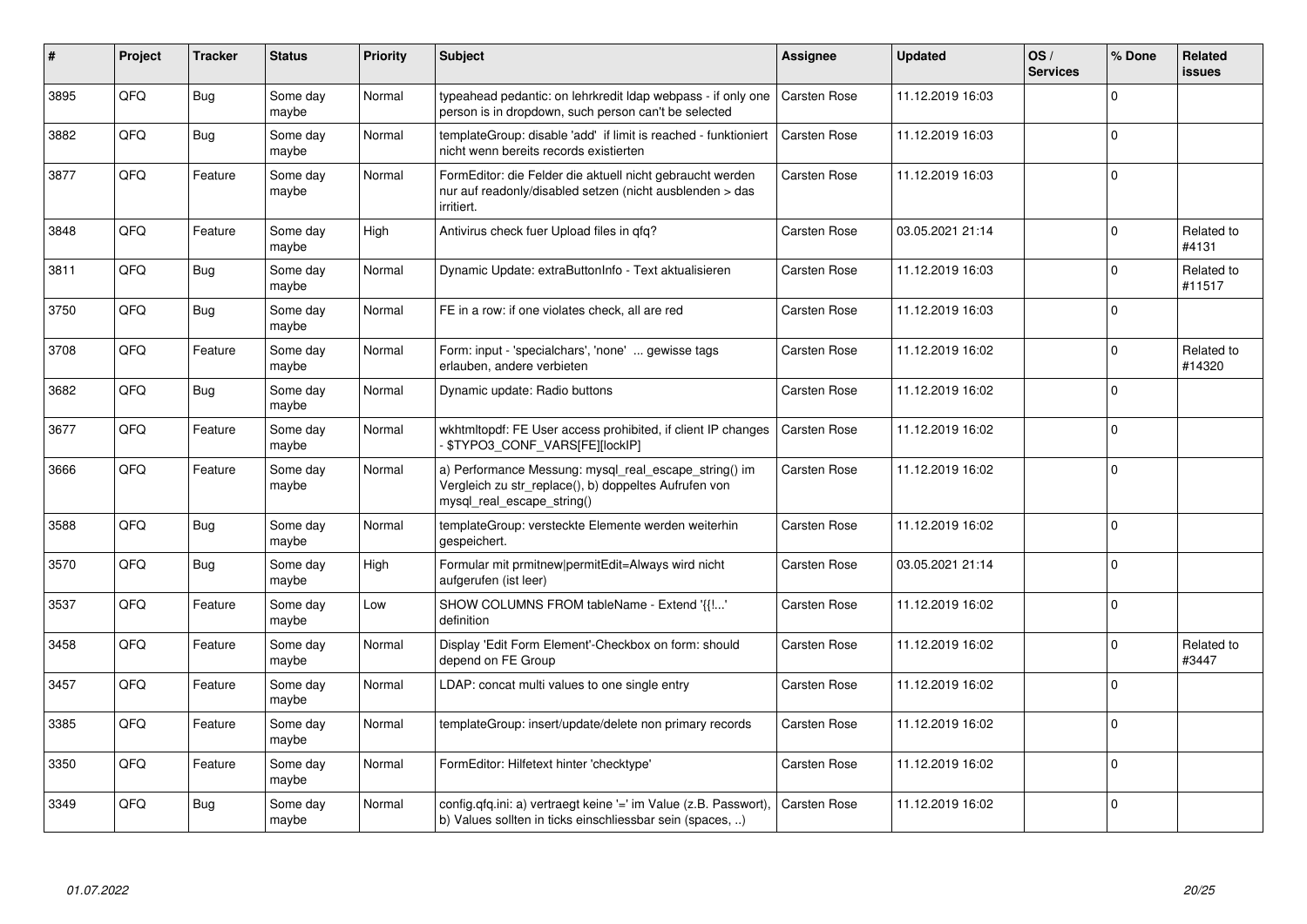| # | Project | Tracker | Status | Priority | Subject | Assignee | Updated | OS / Services | % Done | Related issues |
|---|---|---|---|---|---|---|---|---|---|---|
| 3895 | QFQ | Bug | Some day maybe | Normal | typeahead pedantic: on lehrkredit ldap webpass - if only one person is in dropdown, such person can't be selected | Carsten Rose | 11.12.2019 16:03 | | 0 | |
| 3882 | QFQ | Bug | Some day maybe | Normal | templateGroup: disable 'add' if limit is reached - funktioniert nicht wenn bereits records existierten | Carsten Rose | 11.12.2019 16:03 | | 0 | |
| 3877 | QFQ | Feature | Some day maybe | Normal | FormEditor: die Felder die aktuell nicht gebraucht werden nur auf readonly/disabled setzen (nicht ausblenden > das irritiert. | Carsten Rose | 11.12.2019 16:03 | | 0 | |
| 3848 | QFQ | Feature | Some day maybe | High | Antivirus check fuer Upload files in qfq? | Carsten Rose | 03.05.2021 21:14 | | 0 | Related to #4131 |
| 3811 | QFQ | Bug | Some day maybe | Normal | Dynamic Update: extraButtonInfo - Text aktualisieren | Carsten Rose | 11.12.2019 16:03 | | 0 | Related to #11517 |
| 3750 | QFQ | Bug | Some day maybe | Normal | FE in a row: if one violates check, all are red | Carsten Rose | 11.12.2019 16:03 | | 0 | |
| 3708 | QFQ | Feature | Some day maybe | Normal | Form: input - 'specialchars', 'none' ... gewisse tags erlauben, andere verbieten | Carsten Rose | 11.12.2019 16:02 | | 0 | Related to #14320 |
| 3682 | QFQ | Bug | Some day maybe | Normal | Dynamic update: Radio buttons | Carsten Rose | 11.12.2019 16:02 | | 0 | |
| 3677 | QFQ | Feature | Some day maybe | Normal | wkhtmltopdf: FE User access prohibited, if client IP changes - $TYPO3_CONF_VARS[FE][lockIP] | Carsten Rose | 11.12.2019 16:02 | | 0 | |
| 3666 | QFQ | Feature | Some day maybe | Normal | a) Performance Messung: mysql_real_escape_string() im Vergleich zu str_replace(), b) doppeltes Aufrufen von mysql_real_escape_string() | Carsten Rose | 11.12.2019 16:02 | | 0 | |
| 3588 | QFQ | Bug | Some day maybe | Normal | templateGroup: versteckte Elemente werden weiterhin gespeichert. | Carsten Rose | 11.12.2019 16:02 | | 0 | |
| 3570 | QFQ | Bug | Some day maybe | High | Formular mit prmitnew\|permitEdit=Always wird nicht aufgerufen (ist leer) | Carsten Rose | 03.05.2021 21:14 | | 0 | |
| 3537 | QFQ | Feature | Some day maybe | Low | SHOW COLUMNS FROM tableName - Extend '{{!...' definition | Carsten Rose | 11.12.2019 16:02 | | 0 | |
| 3458 | QFQ | Feature | Some day maybe | Normal | Display 'Edit Form Element'-Checkbox on form: should depend on FE Group | Carsten Rose | 11.12.2019 16:02 | | 0 | Related to #3447 |
| 3457 | QFQ | Feature | Some day maybe | Normal | LDAP: concat multi values to one single entry | Carsten Rose | 11.12.2019 16:02 | | 0 | |
| 3385 | QFQ | Feature | Some day maybe | Normal | templateGroup: insert/update/delete non primary records | Carsten Rose | 11.12.2019 16:02 | | 0 | |
| 3350 | QFQ | Feature | Some day maybe | Normal | FormEditor: Hilfetext hinter 'checktype' | Carsten Rose | 11.12.2019 16:02 | | 0 | |
| 3349 | QFQ | Bug | Some day maybe | Normal | config.qfq.ini: a) vertraegt keine '=' im Value (z.B. Passwort), b) Values sollten in ticks einschliessbar sein (spaces, ..) | Carsten Rose | 11.12.2019 16:02 | | 0 | |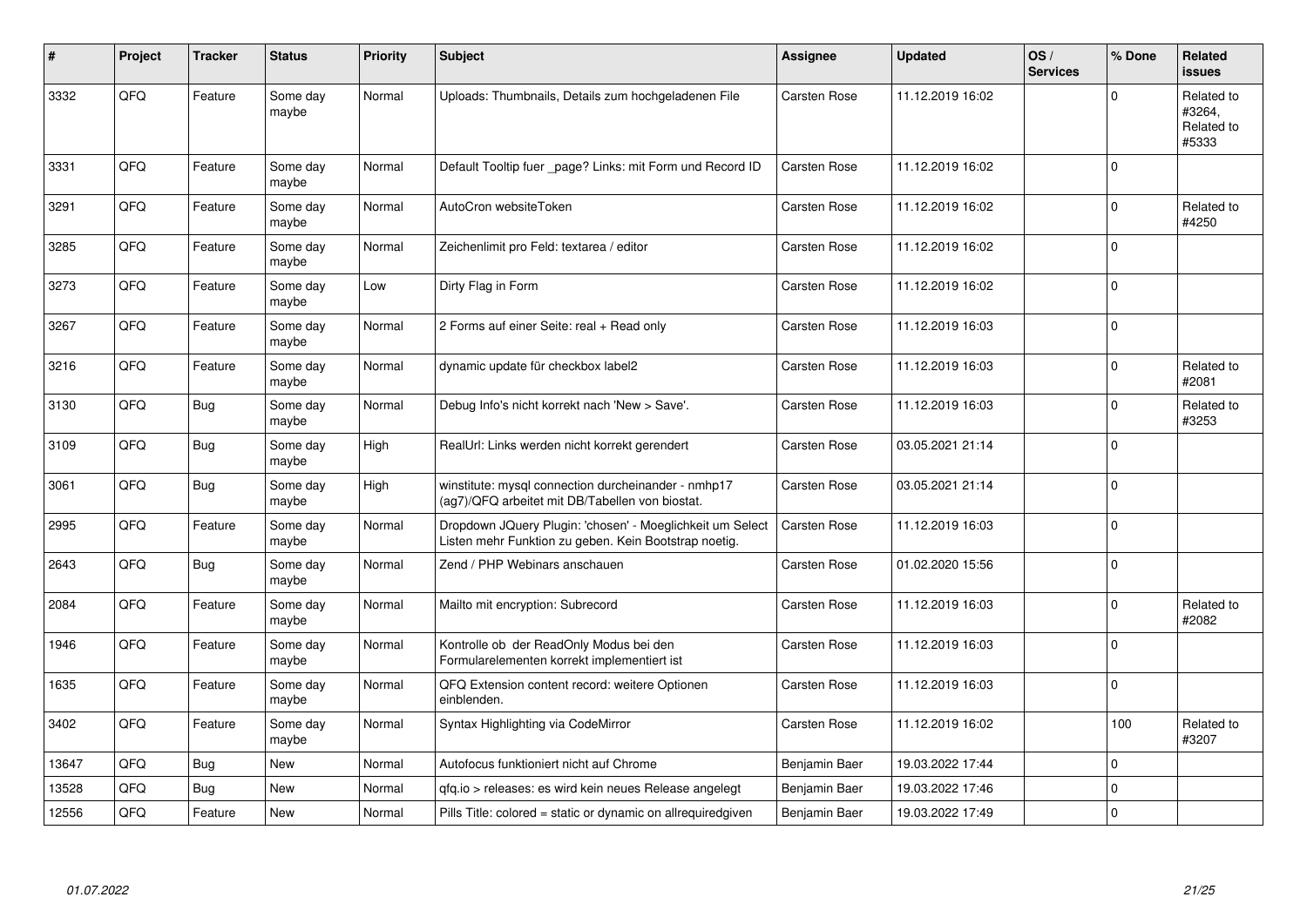| # | Project | Tracker | Status | Priority | Subject | Assignee | Updated | OS / Services | % Done | Related issues |
|---|---|---|---|---|---|---|---|---|---|---|
| 3332 | QFQ | Feature | Some day maybe | Normal | Uploads: Thumbnails, Details zum hochgeladenen File | Carsten Rose | 11.12.2019 16:02 | | 0 | Related to #3264, Related to #5333 |
| 3331 | QFQ | Feature | Some day maybe | Normal | Default Tooltip fuer _page? Links: mit Form und Record ID | Carsten Rose | 11.12.2019 16:02 | | 0 | |
| 3291 | QFQ | Feature | Some day maybe | Normal | AutoCron websiteToken | Carsten Rose | 11.12.2019 16:02 | | 0 | Related to #4250 |
| 3285 | QFQ | Feature | Some day maybe | Normal | Zeichenlimit pro Feld: textarea / editor | Carsten Rose | 11.12.2019 16:02 | | 0 | |
| 3273 | QFQ | Feature | Some day maybe | Low | Dirty Flag in Form | Carsten Rose | 11.12.2019 16:02 | | 0 | |
| 3267 | QFQ | Feature | Some day maybe | Normal | 2 Forms auf einer Seite: real + Read only | Carsten Rose | 11.12.2019 16:03 | | 0 | |
| 3216 | QFQ | Feature | Some day maybe | Normal | dynamic update für checkbox label2 | Carsten Rose | 11.12.2019 16:03 | | 0 | Related to #2081 |
| 3130 | QFQ | Bug | Some day maybe | Normal | Debug Info's nicht korrekt nach 'New > Save'. | Carsten Rose | 11.12.2019 16:03 | | 0 | Related to #3253 |
| 3109 | QFQ | Bug | Some day maybe | High | RealUrl: Links werden nicht korrekt gerendert | Carsten Rose | 03.05.2021 21:14 | | 0 | |
| 3061 | QFQ | Bug | Some day maybe | High | winstitute: mysql connection durcheinander - nmhp17 (ag7)/QFQ arbeitet mit DB/Tabellen von biostat. | Carsten Rose | 03.05.2021 21:14 | | 0 | |
| 2995 | QFQ | Feature | Some day maybe | Normal | Dropdown JQuery Plugin: 'chosen' - Moeglichkeit um Select Listen mehr Funktion zu geben. Kein Bootstrap noetig. | Carsten Rose | 11.12.2019 16:03 | | 0 | |
| 2643 | QFQ | Bug | Some day maybe | Normal | Zend / PHP Webinars anschauen | Carsten Rose | 01.02.2020 15:56 | | 0 | |
| 2084 | QFQ | Feature | Some day maybe | Normal | Mailto mit encryption: Subrecord | Carsten Rose | 11.12.2019 16:03 | | 0 | Related to #2082 |
| 1946 | QFQ | Feature | Some day maybe | Normal | Kontrolle ob der ReadOnly Modus bei den Formularelementen korrekt implementiert ist | Carsten Rose | 11.12.2019 16:03 | | 0 | |
| 1635 | QFQ | Feature | Some day maybe | Normal | QFQ Extension content record: weitere Optionen einblenden. | Carsten Rose | 11.12.2019 16:03 | | 0 | |
| 3402 | QFQ | Feature | Some day maybe | Normal | Syntax Highlighting via CodeMirror | Carsten Rose | 11.12.2019 16:02 | | 100 | Related to #3207 |
| 13647 | QFQ | Bug | New | Normal | Autofocus funktioniert nicht auf Chrome | Benjamin Baer | 19.03.2022 17:44 | | 0 | |
| 13528 | QFQ | Bug | New | Normal | qfq.io > releases: es wird kein neues Release angelegt | Benjamin Baer | 19.03.2022 17:46 | | 0 | |
| 12556 | QFQ | Feature | New | Normal | Pills Title: colored = static or dynamic on allrequiredgiven | Benjamin Baer | 19.03.2022 17:49 | | 0 | |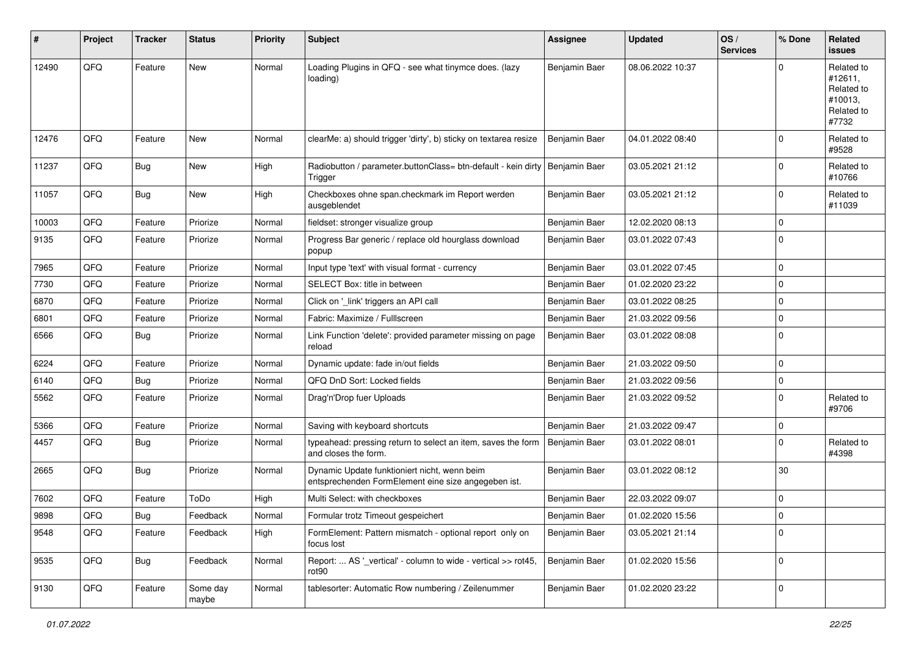| # | Project | Tracker | Status | Priority | Subject | Assignee | Updated | OS / Services | % Done | Related issues |
|---|---|---|---|---|---|---|---|---|---|---|
| 12490 | QFQ | Feature | New | Normal | Loading Plugins in QFQ - see what tinymce does. (lazy loading) | Benjamin Baer | 08.06.2022 10:37 | | 0 | Related to #12611, Related to #10013, Related to #7732 |
| 12476 | QFQ | Feature | New | Normal | clearMe: a) should trigger 'dirty', b) sticky on textarea resize | Benjamin Baer | 04.01.2022 08:40 | | 0 | Related to #9528 |
| 11237 | QFQ | Bug | New | High | Radiobutton / parameter.buttonClass= btn-default - kein dirty Trigger | Benjamin Baer | 03.05.2021 21:12 | | 0 | Related to #10766 |
| 11057 | QFQ | Bug | New | High | Checkboxes ohne span.checkmark im Report werden ausgeblendet | Benjamin Baer | 03.05.2021 21:12 | | 0 | Related to #11039 |
| 10003 | QFQ | Feature | Priorize | Normal | fieldset: stronger visualize group | Benjamin Baer | 12.02.2020 08:13 | | 0 | |
| 9135 | QFQ | Feature | Priorize | Normal | Progress Bar generic / replace old hourglass download popup | Benjamin Baer | 03.01.2022 07:43 | | 0 | |
| 7965 | QFQ | Feature | Priorize | Normal | Input type 'text' with visual format - currency | Benjamin Baer | 03.01.2022 07:45 | | 0 | |
| 7730 | QFQ | Feature | Priorize | Normal | SELECT Box: title in between | Benjamin Baer | 01.02.2020 23:22 | | 0 | |
| 6870 | QFQ | Feature | Priorize | Normal | Click on '_link' triggers an API call | Benjamin Baer | 03.01.2022 08:25 | | 0 | |
| 6801 | QFQ | Feature | Priorize | Normal | Fabric: Maximize / Fulllscreen | Benjamin Baer | 21.03.2022 09:56 | | 0 | |
| 6566 | QFQ | Bug | Priorize | Normal | Link Function 'delete': provided parameter missing on page reload | Benjamin Baer | 03.01.2022 08:08 | | 0 | |
| 6224 | QFQ | Feature | Priorize | Normal | Dynamic update: fade in/out fields | Benjamin Baer | 21.03.2022 09:50 | | 0 | |
| 6140 | QFQ | Bug | Priorize | Normal | QFQ DnD Sort: Locked fields | Benjamin Baer | 21.03.2022 09:56 | | 0 | |
| 5562 | QFQ | Feature | Priorize | Normal | Drag'n'Drop fuer Uploads | Benjamin Baer | 21.03.2022 09:52 | | 0 | Related to #9706 |
| 5366 | QFQ | Feature | Priorize | Normal | Saving with keyboard shortcuts | Benjamin Baer | 21.03.2022 09:47 | | 0 | |
| 4457 | QFQ | Bug | Priorize | Normal | typeahead: pressing return to select an item, saves the form and closes the form. | Benjamin Baer | 03.01.2022 08:01 | | 0 | Related to #4398 |
| 2665 | QFQ | Bug | Priorize | Normal | Dynamic Update funktioniert nicht, wenn beim entsprechenden FormElement eine size angegeben ist. | Benjamin Baer | 03.01.2022 08:12 | | 30 | |
| 7602 | QFQ | Feature | ToDo | High | Multi Select: with checkboxes | Benjamin Baer | 22.03.2022 09:07 | | 0 | |
| 9898 | QFQ | Bug | Feedback | Normal | Formular trotz Timeout gespeichert | Benjamin Baer | 01.02.2020 15:56 | | 0 | |
| 9548 | QFQ | Feature | Feedback | High | FormElement: Pattern mismatch - optional report only on focus lost | Benjamin Baer | 03.05.2021 21:14 | | 0 | |
| 9535 | QFQ | Bug | Feedback | Normal | Report: ... AS '_vertical' - column to wide - vertical >> rot45, rot90 | Benjamin Baer | 01.02.2020 15:56 | | 0 | |
| 9130 | QFQ | Feature | Some day maybe | Normal | tablesorter: Automatic Row numbering / Zeilenummer | Benjamin Baer | 01.02.2020 23:22 | | 0 | |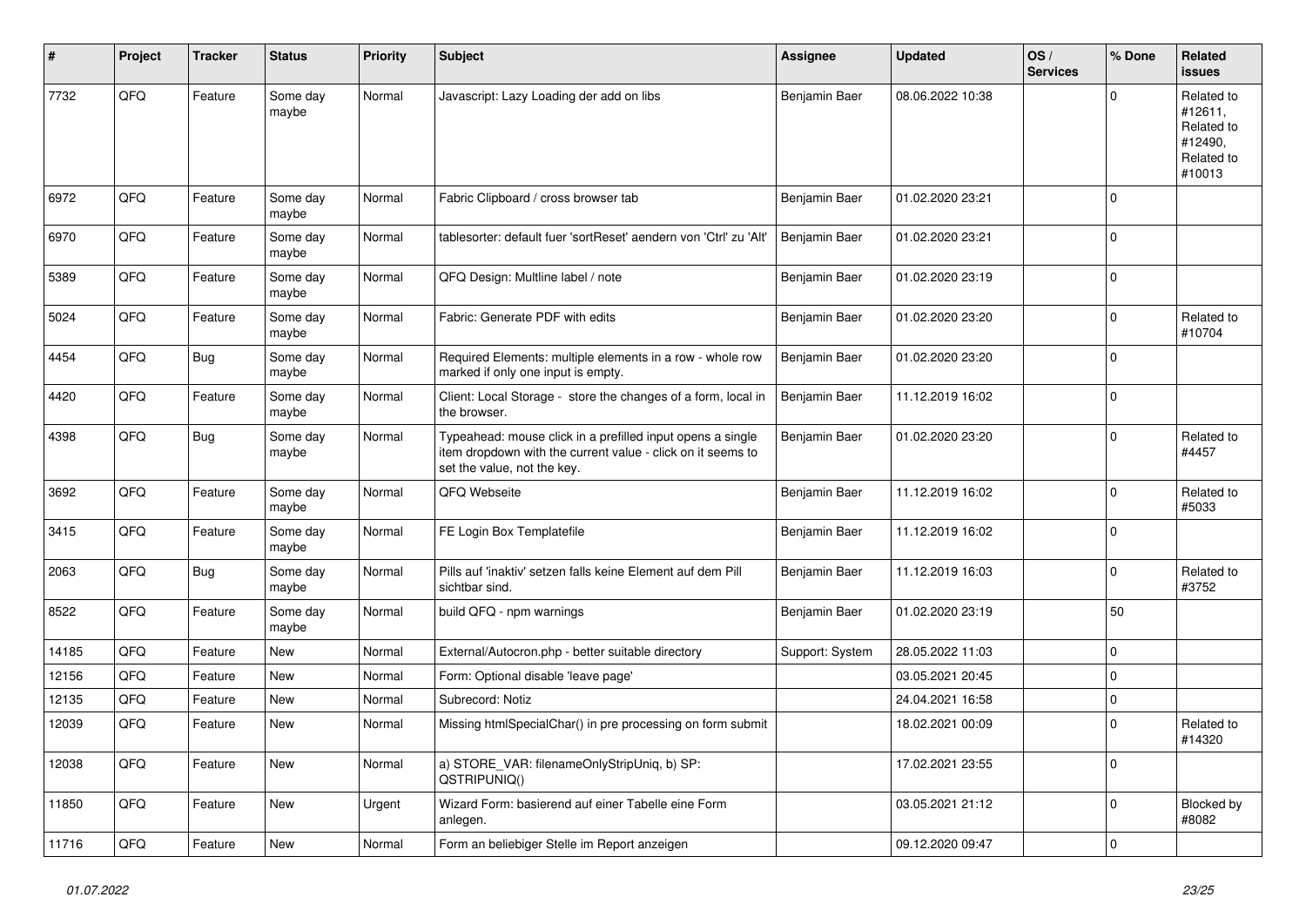| # | Project | Tracker | Status | Priority | Subject | Assignee | Updated | OS / Services | % Done | Related issues |
|---|---|---|---|---|---|---|---|---|---|---|
| 7732 | QFQ | Feature | Some day maybe | Normal | Javascript: Lazy Loading der add on libs | Benjamin Baer | 08.06.2022 10:38 | | 0 | Related to #12611, Related to #12490, Related to #10013 |
| 6972 | QFQ | Feature | Some day maybe | Normal | Fabric Clipboard / cross browser tab | Benjamin Baer | 01.02.2020 23:21 | | 0 | |
| 6970 | QFQ | Feature | Some day maybe | Normal | tablesorter: default fuer 'sortReset' aendern von 'Ctrl' zu 'Alt' | Benjamin Baer | 01.02.2020 23:21 | | 0 | |
| 5389 | QFQ | Feature | Some day maybe | Normal | QFQ Design: Multline label / note | Benjamin Baer | 01.02.2020 23:19 | | 0 | |
| 5024 | QFQ | Feature | Some day maybe | Normal | Fabric: Generate PDF with edits | Benjamin Baer | 01.02.2020 23:20 | | 0 | Related to #10704 |
| 4454 | QFQ | Bug | Some day maybe | Normal | Required Elements: multiple elements in a row - whole row marked if only one input is empty. | Benjamin Baer | 01.02.2020 23:20 | | 0 | |
| 4420 | QFQ | Feature | Some day maybe | Normal | Client: Local Storage - store the changes of a form, local in the browser. | Benjamin Baer | 11.12.2019 16:02 | | 0 | |
| 4398 | QFQ | Bug | Some day maybe | Normal | Typeahead: mouse click in a prefilled input opens a single item dropdown with the current value - click on it seems to set the value, not the key. | Benjamin Baer | 01.02.2020 23:20 | | 0 | Related to #4457 |
| 3692 | QFQ | Feature | Some day maybe | Normal | QFQ Webseite | Benjamin Baer | 11.12.2019 16:02 | | 0 | Related to #5033 |
| 3415 | QFQ | Feature | Some day maybe | Normal | FE Login Box Templatefile | Benjamin Baer | 11.12.2019 16:02 | | 0 | |
| 2063 | QFQ | Bug | Some day maybe | Normal | Pills auf 'inaktiv' setzen falls keine Element auf dem Pill sichtbar sind. | Benjamin Baer | 11.12.2019 16:03 | | 0 | Related to #3752 |
| 8522 | QFQ | Feature | Some day maybe | Normal | build QFQ - npm warnings | Benjamin Baer | 01.02.2020 23:19 | | 50 | |
| 14185 | QFQ | Feature | New | Normal | External/Autocron.php - better suitable directory | Support: System | 28.05.2022 11:03 | | 0 | |
| 12156 | QFQ | Feature | New | Normal | Form: Optional disable 'leave page' | | 03.05.2021 20:45 | | 0 | |
| 12135 | QFQ | Feature | New | Normal | Subrecord: Notiz | | 24.04.2021 16:58 | | 0 | |
| 12039 | QFQ | Feature | New | Normal | Missing htmlSpecialChar() in pre processing on form submit | | 18.02.2021 00:09 | | 0 | Related to #14320 |
| 12038 | QFQ | Feature | New | Normal | a) STORE_VAR: filenameOnlyStripUniq, b) SP: QSTRIPUNIQ() | | 17.02.2021 23:55 | | 0 | |
| 11850 | QFQ | Feature | New | Urgent | Wizard Form: basierend auf einer Tabelle eine Form anlegen. | | 03.05.2021 21:12 | | 0 | Blocked by #8082 |
| 11716 | QFQ | Feature | New | Normal | Form an beliebiger Stelle im Report anzeigen | | 09.12.2020 09:47 | | 0 | |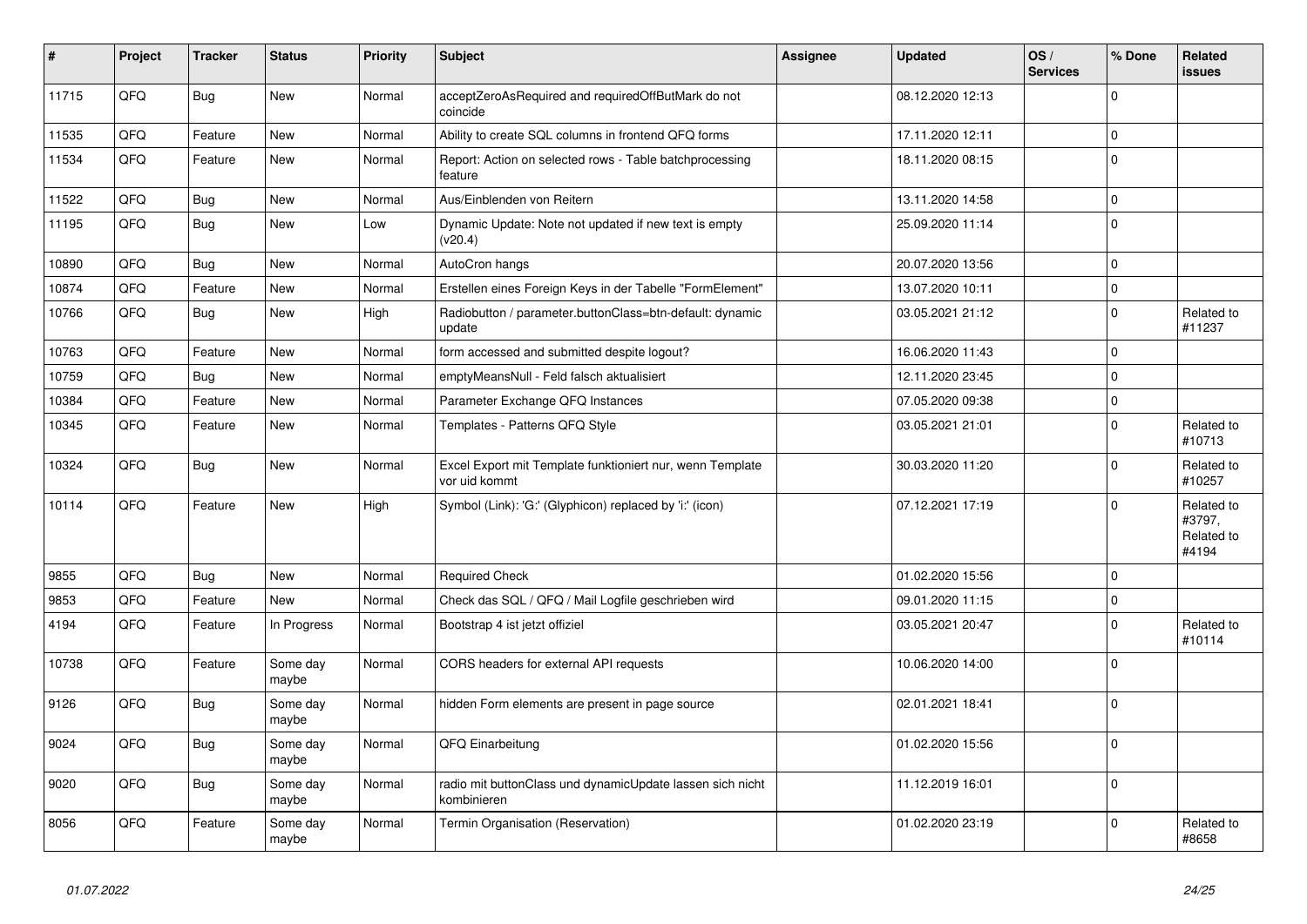| # | Project | Tracker | Status | Priority | Subject | Assignee | Updated | OS / Services | % Done | Related issues |
|---|---|---|---|---|---|---|---|---|---|---|
| 11715 | QFQ | Bug | New | Normal | acceptZeroAsRequired and requiredOffButMark do not coincide | | 08.12.2020 12:13 | | 0 | |
| 11535 | QFQ | Feature | New | Normal | Ability to create SQL columns in frontend QFQ forms | | 17.11.2020 12:11 | | 0 | |
| 11534 | QFQ | Feature | New | Normal | Report: Action on selected rows - Table batchprocessing feature | | 18.11.2020 08:15 | | 0 | |
| 11522 | QFQ | Bug | New | Normal | Aus/Einblenden von Reitern | | 13.11.2020 14:58 | | 0 | |
| 11195 | QFQ | Bug | New | Low | Dynamic Update: Note not updated if new text is empty (v20.4) | | 25.09.2020 11:14 | | 0 | |
| 10890 | QFQ | Bug | New | Normal | AutoCron hangs | | 20.07.2020 13:56 | | 0 | |
| 10874 | QFQ | Feature | New | Normal | Erstellen eines Foreign Keys in der Tabelle "FormElement" | | 13.07.2020 10:11 | | 0 | |
| 10766 | QFQ | Bug | New | High | Radiobutton / parameter.buttonClass=btn-default: dynamic update | | 03.05.2021 21:12 | | 0 | Related to #11237 |
| 10763 | QFQ | Feature | New | Normal | form accessed and submitted despite logout? | | 16.06.2020 11:43 | | 0 | |
| 10759 | QFQ | Bug | New | Normal | emptyMeansNull - Feld falsch aktualisiert | | 12.11.2020 23:45 | | 0 | |
| 10384 | QFQ | Feature | New | Normal | Parameter Exchange QFQ Instances | | 07.05.2020 09:38 | | 0 | |
| 10345 | QFQ | Feature | New | Normal | Templates - Patterns QFQ Style | | 03.05.2021 21:01 | | 0 | Related to #10713 |
| 10324 | QFQ | Bug | New | Normal | Excel Export mit Template funktioniert nur, wenn Template vor uid kommt | | 30.03.2020 11:20 | | 0 | Related to #10257 |
| 10114 | QFQ | Feature | New | High | Symbol (Link): 'G:' (Glyphicon) replaced by 'i:' (icon) | | 07.12.2021 17:19 | | 0 | Related to #3797, Related to #4194 |
| 9855 | QFQ | Bug | New | Normal | Required Check | | 01.02.2020 15:56 | | 0 | |
| 9853 | QFQ | Feature | New | Normal | Check das SQL / QFQ / Mail Logfile geschrieben wird | | 09.01.2020 11:15 | | 0 | |
| 4194 | QFQ | Feature | In Progress | Normal | Bootstrap 4 ist jetzt offiziel | | 03.05.2021 20:47 | | 0 | Related to #10114 |
| 10738 | QFQ | Feature | Some day maybe | Normal | CORS headers for external API requests | | 10.06.2020 14:00 | | 0 | |
| 9126 | QFQ | Bug | Some day maybe | Normal | hidden Form elements are present in page source | | 02.01.2021 18:41 | | 0 | |
| 9024 | QFQ | Bug | Some day maybe | Normal | QFQ Einarbeitung | | 01.02.2020 15:56 | | 0 | |
| 9020 | QFQ | Bug | Some day maybe | Normal | radio mit buttonClass und dynamicUpdate lassen sich nicht kombinieren | | 11.12.2019 16:01 | | 0 | |
| 8056 | QFQ | Feature | Some day maybe | Normal | Termin Organisation (Reservation) | | 01.02.2020 23:19 | | 0 | Related to #8658 |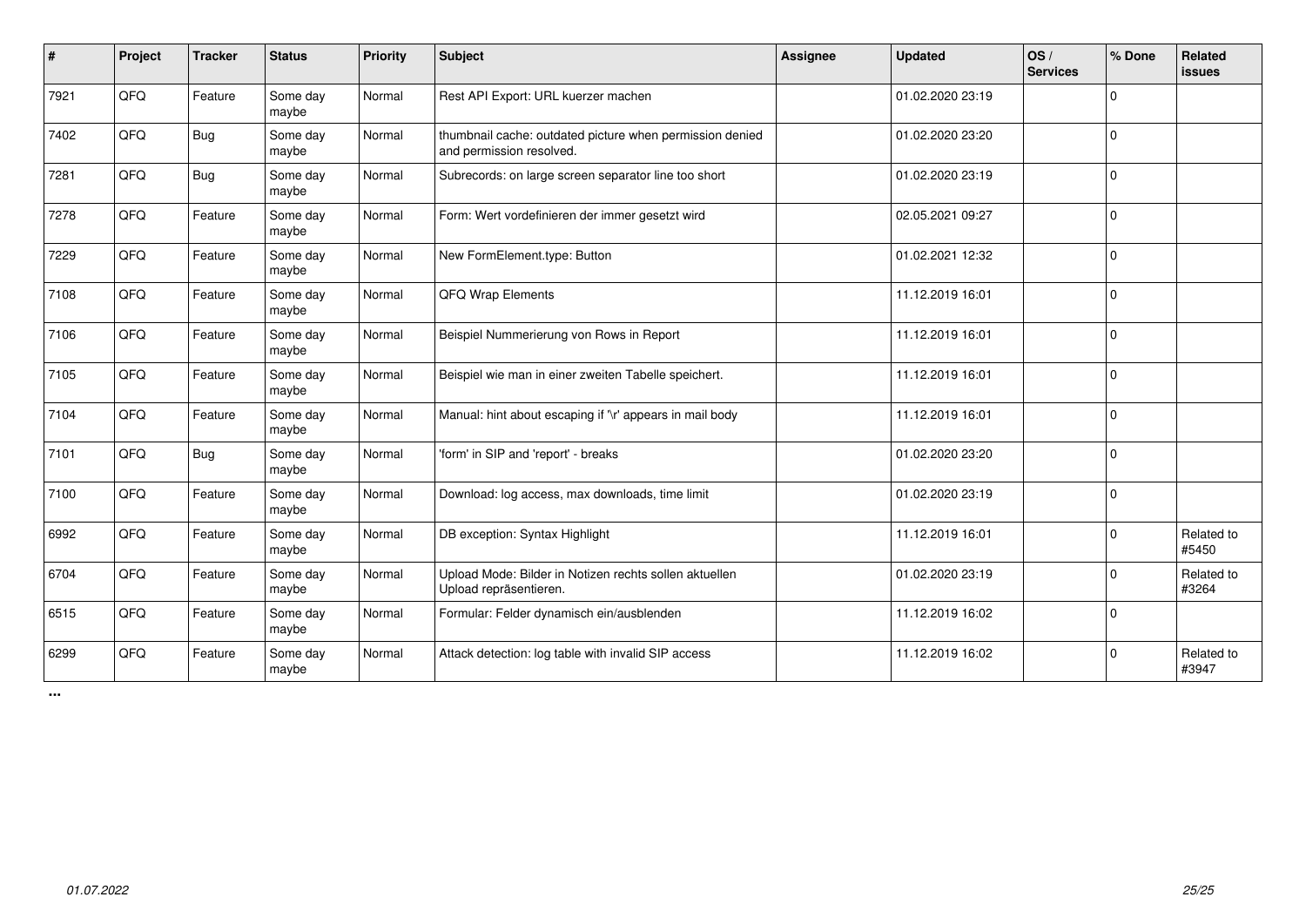| # | Project | Tracker | Status | Priority | Subject | Assignee | Updated | OS / Services | % Done | Related issues |
|---|---|---|---|---|---|---|---|---|---|---|
| 7921 | QFQ | Feature | Some day maybe | Normal | Rest API Export: URL kuerzer machen | | 01.02.2020 23:19 | | 0 | |
| 7402 | QFQ | Bug | Some day maybe | Normal | thumbnail cache: outdated picture when permission denied and permission resolved. | | 01.02.2020 23:20 | | 0 | |
| 7281 | QFQ | Bug | Some day maybe | Normal | Subrecords: on large screen separator line too short | | 01.02.2020 23:19 | | 0 | |
| 7278 | QFQ | Feature | Some day maybe | Normal | Form: Wert vordefinieren der immer gesetzt wird | | 02.05.2021 09:27 | | 0 | |
| 7229 | QFQ | Feature | Some day maybe | Normal | New FormElement.type: Button | | 01.02.2021 12:32 | | 0 | |
| 7108 | QFQ | Feature | Some day maybe | Normal | QFQ Wrap Elements | | 11.12.2019 16:01 | | 0 | |
| 7106 | QFQ | Feature | Some day maybe | Normal | Beispiel Nummerierung von Rows in Report | | 11.12.2019 16:01 | | 0 | |
| 7105 | QFQ | Feature | Some day maybe | Normal | Beispiel wie man in einer zweiten Tabelle speichert. | | 11.12.2019 16:01 | | 0 | |
| 7104 | QFQ | Feature | Some day maybe | Normal | Manual: hint about escaping if '\r' appears in mail body | | 11.12.2019 16:01 | | 0 | |
| 7101 | QFQ | Bug | Some day maybe | Normal | 'form' in SIP and 'report' - breaks | | 01.02.2020 23:20 | | 0 | |
| 7100 | QFQ | Feature | Some day maybe | Normal | Download: log access, max downloads, time limit | | 01.02.2020 23:19 | | 0 | |
| 6992 | QFQ | Feature | Some day maybe | Normal | DB exception: Syntax Highlight | | 11.12.2019 16:01 | | 0 | Related to #5450 |
| 6704 | QFQ | Feature | Some day maybe | Normal | Upload Mode: Bilder in Notizen rechts sollen aktuellen Upload repräsentieren. | | 01.02.2020 23:19 | | 0 | Related to #3264 |
| 6515 | QFQ | Feature | Some day maybe | Normal | Formular: Felder dynamisch ein/ausblenden | | 11.12.2019 16:02 | | 0 | |
| 6299 | QFQ | Feature | Some day maybe | Normal | Attack detection: log table with invalid SIP access | | 11.12.2019 16:02 | | 0 | Related to #3947 |

...